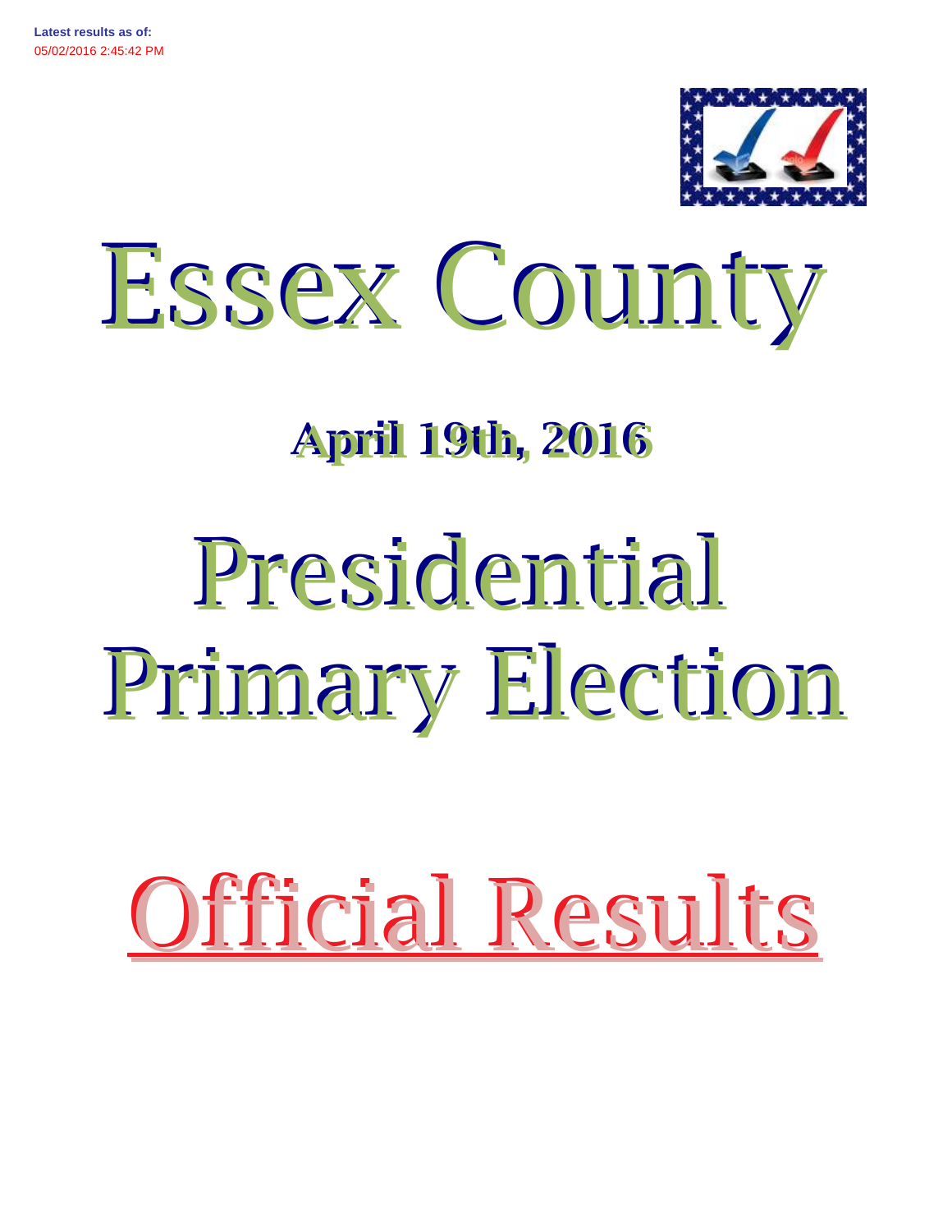**Latest results as of:**
05/02/2016 2:45:42 PM

# Essex County

## April 19th, 2016

# Presidential Primary Election

# Official Results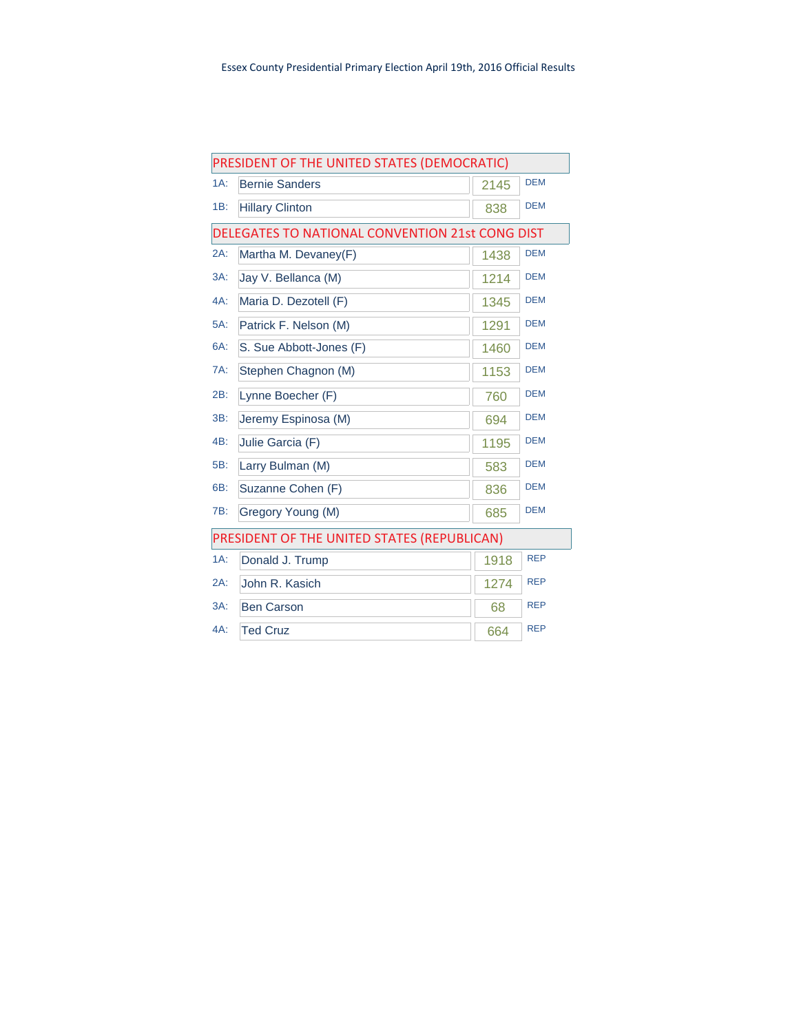Essex County Presidential Primary Election April 19th, 2016 Official Results

## PRESIDENT OF THE UNITED STATES (DEMOCRATIC)

| | Candidate | Votes | Party |
|---|---|---|---|
| 1A: | Bernie Sanders | 2145 | DEM |
| 1B: | Hillary Clinton | 838 | DEM |

## DELEGATES TO NATIONAL CONVENTION 21st CONG DIST

| | Candidate | Votes | Party |
|---|---|---|---|
| 2A: | Martha M. Devaney(F) | 1438 | DEM |
| 3A: | Jay V. Bellanca (M) | 1214 | DEM |
| 4A: | Maria D. Dezotell (F) | 1345 | DEM |
| 5A: | Patrick F. Nelson (M) | 1291 | DEM |
| 6A: | S. Sue Abbott-Jones (F) | 1460 | DEM |
| 7A: | Stephen Chagnon (M) | 1153 | DEM |
| 2B: | Lynne Boecher (F) | 760 | DEM |
| 3B: | Jeremy Espinosa (M) | 694 | DEM |
| 4B: | Julie Garcia (F) | 1195 | DEM |
| 5B: | Larry Bulman (M) | 583 | DEM |
| 6B: | Suzanne Cohen (F) | 836 | DEM |
| 7B: | Gregory Young (M) | 685 | DEM |

## PRESIDENT OF THE UNITED STATES (REPUBLICAN)

| | Candidate | Votes | Party |
|---|---|---|---|
| 1A: | Donald J. Trump | 1918 | REP |
| 2A: | John R. Kasich | 1274 | REP |
| 3A: | Ben Carson | 68 | REP |
| 4A: | Ted Cruz | 664 | REP |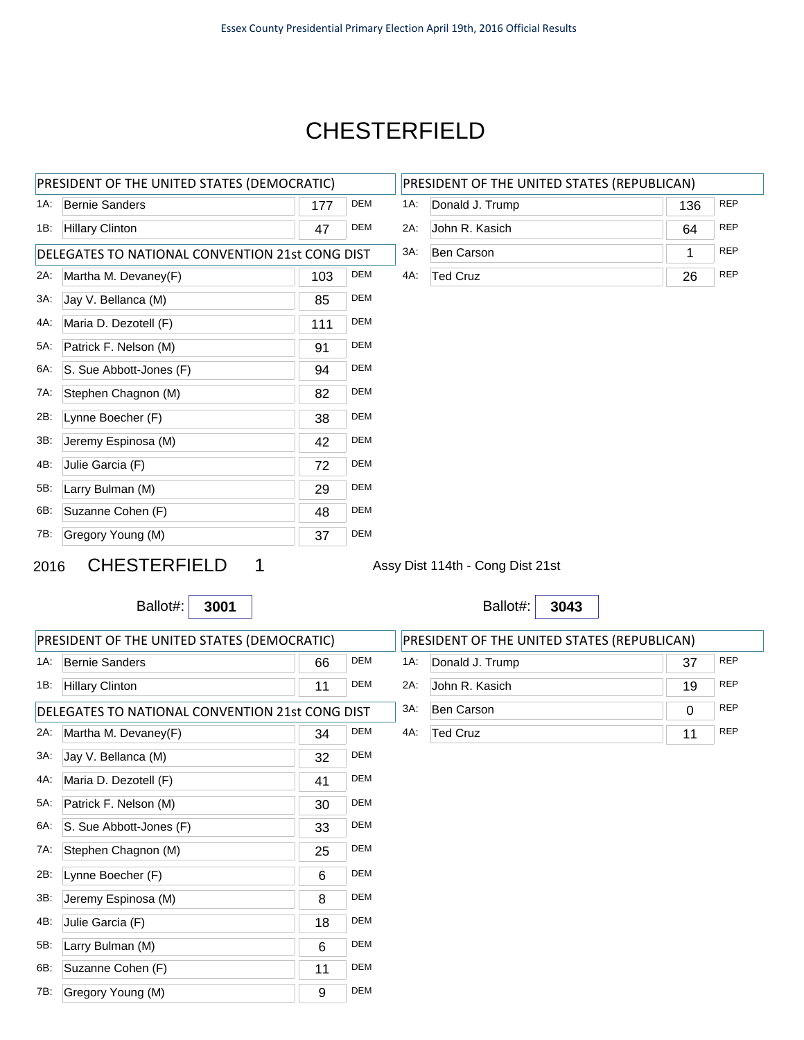# CHESTERFIELD

| PRESIDENT OF THE UNITED STATES (DEMOCRATIC) | | | |
|---|---|---|---|
| 1A: | Bernie Sanders | 177 | DEM |
| 1B: | Hillary Clinton | 47 | DEM |

| DELEGATES TO NATIONAL CONVENTION 21st CONG DIST | | | |
|---|---|---|---|
| 2A: | Martha M. Devaney(F) | 103 | DEM |
| 3A: | Jay V. Bellanca (M) | 85 | DEM |
| 4A: | Maria D. Dezotell (F) | 111 | DEM |
| 5A: | Patrick F. Nelson (M) | 91 | DEM |
| 6A: | S. Sue Abbott-Jones (F) | 94 | DEM |
| 7A: | Stephen Chagnon (M) | 82 | DEM |
| 2B: | Lynne Boecher (F) | 38 | DEM |
| 3B: | Jeremy Espinosa (M) | 42 | DEM |
| 4B: | Julie Garcia (F) | 72 | DEM |
| 5B: | Larry Bulman (M) | 29 | DEM |
| 6B: | Suzanne Cohen (F) | 48 | DEM |
| 7B: | Gregory Young (M) | 37 | DEM |

| PRESIDENT OF THE UNITED STATES (REPUBLICAN) | | | |
|---|---|---|---|
| 1A: | Donald J. Trump | 136 | REP |
| 2A: | John R. Kasich | 64 | REP |
| 3A: | Ben Carson | 1 | REP |
| 4A: | Ted Cruz | 26 | REP |

## 2016 CHESTERFIELD 1

Assy Dist 114th - Cong Dist 21st

Ballot#: **3001**

| PRESIDENT OF THE UNITED STATES (DEMOCRATIC) | | | |
|---|---|---|---|
| 1A: | Bernie Sanders | 66 | DEM |
| 1B: | Hillary Clinton | 11 | DEM |

| DELEGATES TO NATIONAL CONVENTION 21st CONG DIST | | | |
|---|---|---|---|
| 2A: | Martha M. Devaney(F) | 34 | DEM |
| 3A: | Jay V. Bellanca (M) | 32 | DEM |
| 4A: | Maria D. Dezotell (F) | 41 | DEM |
| 5A: | Patrick F. Nelson (M) | 30 | DEM |
| 6A: | S. Sue Abbott-Jones (F) | 33 | DEM |
| 7A: | Stephen Chagnon (M) | 25 | DEM |
| 2B: | Lynne Boecher (F) | 6 | DEM |
| 3B: | Jeremy Espinosa (M) | 8 | DEM |
| 4B: | Julie Garcia (F) | 18 | DEM |
| 5B: | Larry Bulman (M) | 6 | DEM |
| 6B: | Suzanne Cohen (F) | 11 | DEM |
| 7B: | Gregory Young (M) | 9 | DEM |

Ballot#: **3043**

| PRESIDENT OF THE UNITED STATES (REPUBLICAN) | | | |
|---|---|---|---|
| 1A: | Donald J. Trump | 37 | REP |
| 2A: | John R. Kasich | 19 | REP |
| 3A: | Ben Carson | 0 | REP |
| 4A: | Ted Cruz | 11 | REP |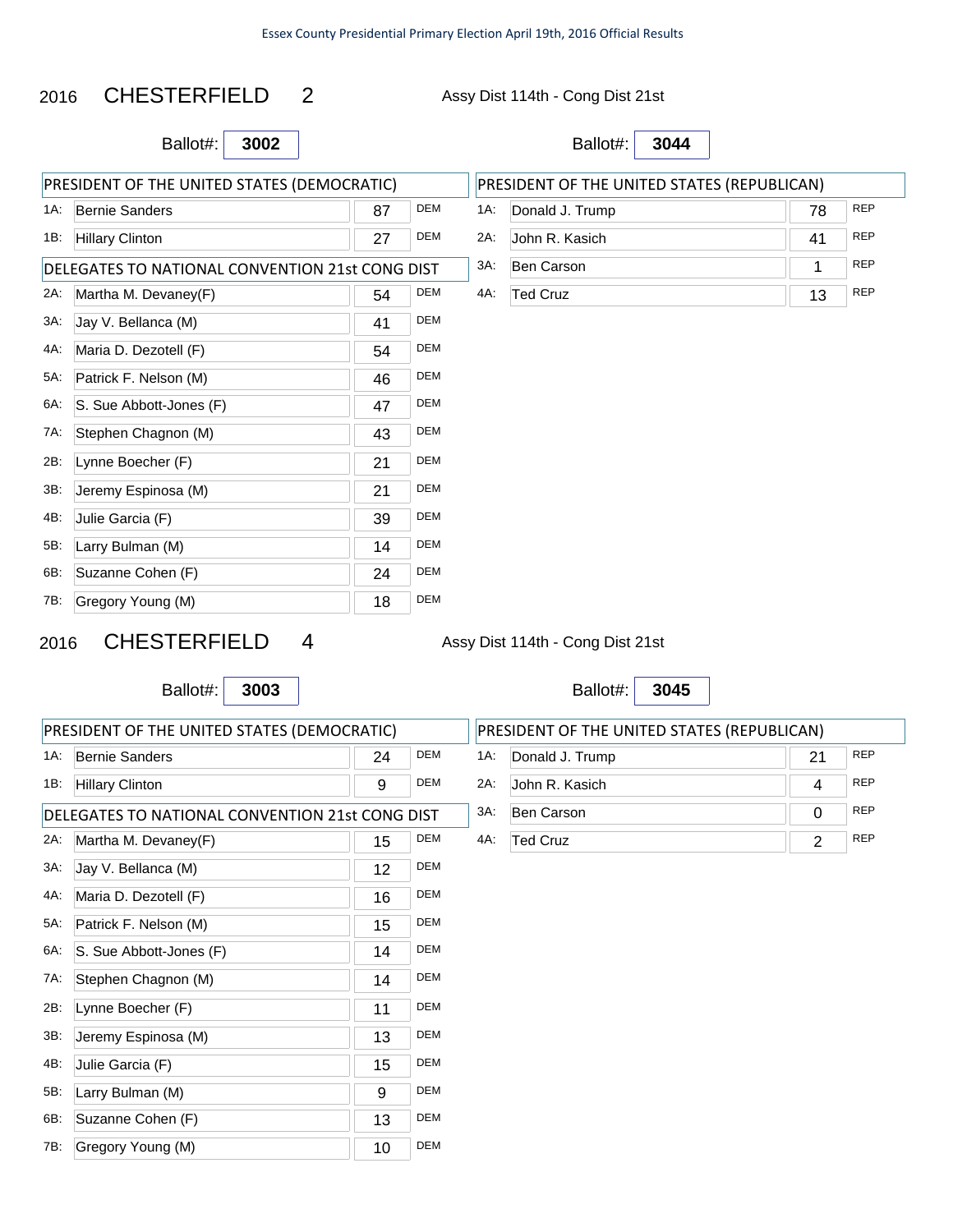Essex County Presidential Primary Election April 19th, 2016 Official Results

## 2016 CHESTERFIELD 2

Assy Dist 114th - Cong Dist 21st

Ballot#: **3002**

| PRESIDENT OF THE UNITED STATES (DEMOCRATIC) | | | |
|---|---|---|---|
| 1A: | Bernie Sanders | 87 | DEM |
| 1B: | Hillary Clinton | 27 | DEM |

| DELEGATES TO NATIONAL CONVENTION 21st CONG DIST | | | |
|---|---|---|---|
| 2A: | Martha M. Devaney(F) | 54 | DEM |
| 3A: | Jay V. Bellanca (M) | 41 | DEM |
| 4A: | Maria D. Dezotell (F) | 54 | DEM |
| 5A: | Patrick F. Nelson (M) | 46 | DEM |
| 6A: | S. Sue Abbott-Jones (F) | 47 | DEM |
| 7A: | Stephen Chagnon (M) | 43 | DEM |
| 2B: | Lynne Boecher (F) | 21 | DEM |
| 3B: | Jeremy Espinosa (M) | 21 | DEM |
| 4B: | Julie Garcia (F) | 39 | DEM |
| 5B: | Larry Bulman (M) | 14 | DEM |
| 6B: | Suzanne Cohen (F) | 24 | DEM |
| 7B: | Gregory Young (M) | 18 | DEM |

Ballot#: **3044**

| PRESIDENT OF THE UNITED STATES (REPUBLICAN) | | | |
|---|---|---|---|
| 1A: | Donald J. Trump | 78 | REP |
| 2A: | John R. Kasich | 41 | REP |
| 3A: | Ben Carson | 1 | REP |
| 4A: | Ted Cruz | 13 | REP |

## 2016 CHESTERFIELD 4

Assy Dist 114th - Cong Dist 21st

Ballot#: **3003**

| PRESIDENT OF THE UNITED STATES (DEMOCRATIC) | | | |
|---|---|---|---|
| 1A: | Bernie Sanders | 24 | DEM |
| 1B: | Hillary Clinton | 9 | DEM |

| DELEGATES TO NATIONAL CONVENTION 21st CONG DIST | | | |
|---|---|---|---|
| 2A: | Martha M. Devaney(F) | 15 | DEM |
| 3A: | Jay V. Bellanca (M) | 12 | DEM |
| 4A: | Maria D. Dezotell (F) | 16 | DEM |
| 5A: | Patrick F. Nelson (M) | 15 | DEM |
| 6A: | S. Sue Abbott-Jones (F) | 14 | DEM |
| 7A: | Stephen Chagnon (M) | 14 | DEM |
| 2B: | Lynne Boecher (F) | 11 | DEM |
| 3B: | Jeremy Espinosa (M) | 13 | DEM |
| 4B: | Julie Garcia (F) | 15 | DEM |
| 5B: | Larry Bulman (M) | 9 | DEM |
| 6B: | Suzanne Cohen (F) | 13 | DEM |
| 7B: | Gregory Young (M) | 10 | DEM |

Ballot#: **3045**

| PRESIDENT OF THE UNITED STATES (REPUBLICAN) | | | |
|---|---|---|---|
| 1A: | Donald J. Trump | 21 | REP |
| 2A: | John R. Kasich | 4 | REP |
| 3A: | Ben Carson | 0 | REP |
| 4A: | Ted Cruz | 2 | REP |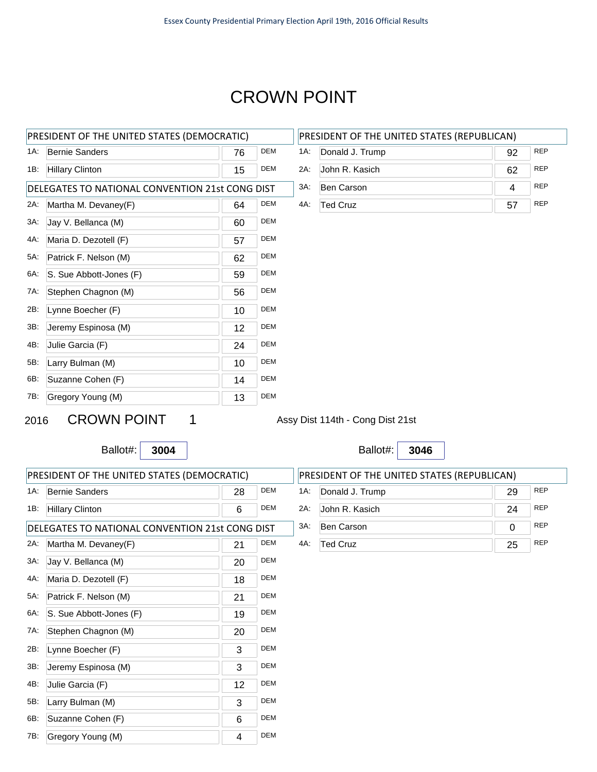# CROWN POINT

| PRESIDENT OF THE UNITED STATES (DEMOCRATIC) | | | |
|---|---|---|---|
| 1A: | Bernie Sanders | 76 | DEM |
| 1B: | Hillary Clinton | 15 | DEM |

| DELEGATES TO NATIONAL CONVENTION 21st CONG DIST | | | |
|---|---|---|---|
| 2A: | Martha M. Devaney(F) | 64 | DEM |
| 3A: | Jay V. Bellanca (M) | 60 | DEM |
| 4A: | Maria D. Dezotell (F) | 57 | DEM |
| 5A: | Patrick F. Nelson (M) | 62 | DEM |
| 6A: | S. Sue Abbott-Jones (F) | 59 | DEM |
| 7A: | Stephen Chagnon (M) | 56 | DEM |
| 2B: | Lynne Boecher (F) | 10 | DEM |
| 3B: | Jeremy Espinosa (M) | 12 | DEM |
| 4B: | Julie Garcia (F) | 24 | DEM |
| 5B: | Larry Bulman (M) | 10 | DEM |
| 6B: | Suzanne Cohen (F) | 14 | DEM |
| 7B: | Gregory Young (M) | 13 | DEM |

| PRESIDENT OF THE UNITED STATES (REPUBLICAN) | | | |
|---|---|---|---|
| 1A: | Donald J. Trump | 92 | REP |
| 2A: | John R. Kasich | 62 | REP |
| 3A: | Ben Carson | 4 | REP |
| 4A: | Ted Cruz | 57 | REP |

2016 CROWN POINT 1 Assy Dist 114th - Cong Dist 21st

Ballot#: **3004**

| PRESIDENT OF THE UNITED STATES (DEMOCRATIC) | | | |
|---|---|---|---|
| 1A: | Bernie Sanders | 28 | DEM |
| 1B: | Hillary Clinton | 6 | DEM |

| DELEGATES TO NATIONAL CONVENTION 21st CONG DIST | | | |
|---|---|---|---|
| 2A: | Martha M. Devaney(F) | 21 | DEM |
| 3A: | Jay V. Bellanca (M) | 20 | DEM |
| 4A: | Maria D. Dezotell (F) | 18 | DEM |
| 5A: | Patrick F. Nelson (M) | 21 | DEM |
| 6A: | S. Sue Abbott-Jones (F) | 19 | DEM |
| 7A: | Stephen Chagnon (M) | 20 | DEM |
| 2B: | Lynne Boecher (F) | 3 | DEM |
| 3B: | Jeremy Espinosa (M) | 3 | DEM |
| 4B: | Julie Garcia (F) | 12 | DEM |
| 5B: | Larry Bulman (M) | 3 | DEM |
| 6B: | Suzanne Cohen (F) | 6 | DEM |
| 7B: | Gregory Young (M) | 4 | DEM |

Ballot#: **3046**

| PRESIDENT OF THE UNITED STATES (REPUBLICAN) | | | |
|---|---|---|---|
| 1A: | Donald J. Trump | 29 | REP |
| 2A: | John R. Kasich | 24 | REP |
| 3A: | Ben Carson | 0 | REP |
| 4A: | Ted Cruz | 25 | REP |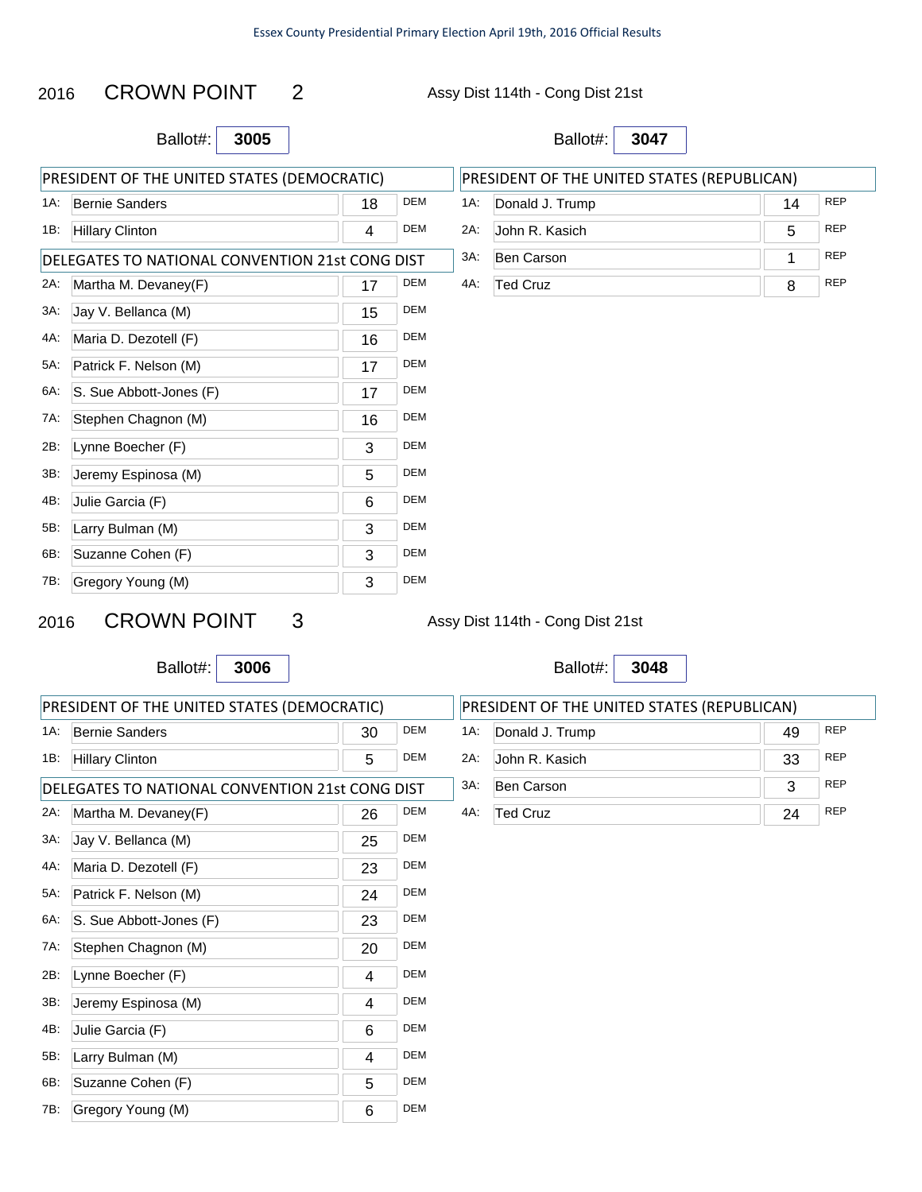## 2016 CROWN POINT 2

Assy Dist 114th - Cong Dist 21st

Ballot#: **3005**

| PRESIDENT OF THE UNITED STATES (DEMOCRATIC) | | | |
|---|---|---|---|
| 1A: | Bernie Sanders | 18 | DEM |
| 1B: | Hillary Clinton | 4 | DEM |

| DELEGATES TO NATIONAL CONVENTION 21st CONG DIST | | | |
|---|---|---|---|
| 2A: | Martha M. Devaney(F) | 17 | DEM |
| 3A: | Jay V. Bellanca (M) | 15 | DEM |
| 4A: | Maria D. Dezotell (F) | 16 | DEM |
| 5A: | Patrick F. Nelson (M) | 17 | DEM |
| 6A: | S. Sue Abbott-Jones (F) | 17 | DEM |
| 7A: | Stephen Chagnon (M) | 16 | DEM |
| 2B: | Lynne Boecher (F) | 3 | DEM |
| 3B: | Jeremy Espinosa (M) | 5 | DEM |
| 4B: | Julie Garcia (F) | 6 | DEM |
| 5B: | Larry Bulman (M) | 3 | DEM |
| 6B: | Suzanne Cohen (F) | 3 | DEM |
| 7B: | Gregory Young (M) | 3 | DEM |

Ballot#: **3047**

| PRESIDENT OF THE UNITED STATES (REPUBLICAN) | | | |
|---|---|---|---|
| 1A: | Donald J. Trump | 14 | REP |
| 2A: | John R. Kasich | 5 | REP |
| 3A: | Ben Carson | 1 | REP |
| 4A: | Ted Cruz | 8 | REP |

## 2016 CROWN POINT 3

Assy Dist 114th - Cong Dist 21st

Ballot#: **3006**

| PRESIDENT OF THE UNITED STATES (DEMOCRATIC) | | | |
|---|---|---|---|
| 1A: | Bernie Sanders | 30 | DEM |
| 1B: | Hillary Clinton | 5 | DEM |

| DELEGATES TO NATIONAL CONVENTION 21st CONG DIST | | | |
|---|---|---|---|
| 2A: | Martha M. Devaney(F) | 26 | DEM |
| 3A: | Jay V. Bellanca (M) | 25 | DEM |
| 4A: | Maria D. Dezotell (F) | 23 | DEM |
| 5A: | Patrick F. Nelson (M) | 24 | DEM |
| 6A: | S. Sue Abbott-Jones (F) | 23 | DEM |
| 7A: | Stephen Chagnon (M) | 20 | DEM |
| 2B: | Lynne Boecher (F) | 4 | DEM |
| 3B: | Jeremy Espinosa (M) | 4 | DEM |
| 4B: | Julie Garcia (F) | 6 | DEM |
| 5B: | Larry Bulman (M) | 4 | DEM |
| 6B: | Suzanne Cohen (F) | 5 | DEM |
| 7B: | Gregory Young (M) | 6 | DEM |

Ballot#: **3048**

| PRESIDENT OF THE UNITED STATES (REPUBLICAN) | | | |
|---|---|---|---|
| 1A: | Donald J. Trump | 49 | REP |
| 2A: | John R. Kasich | 33 | REP |
| 3A: | Ben Carson | 3 | REP |
| 4A: | Ted Cruz | 24 | REP |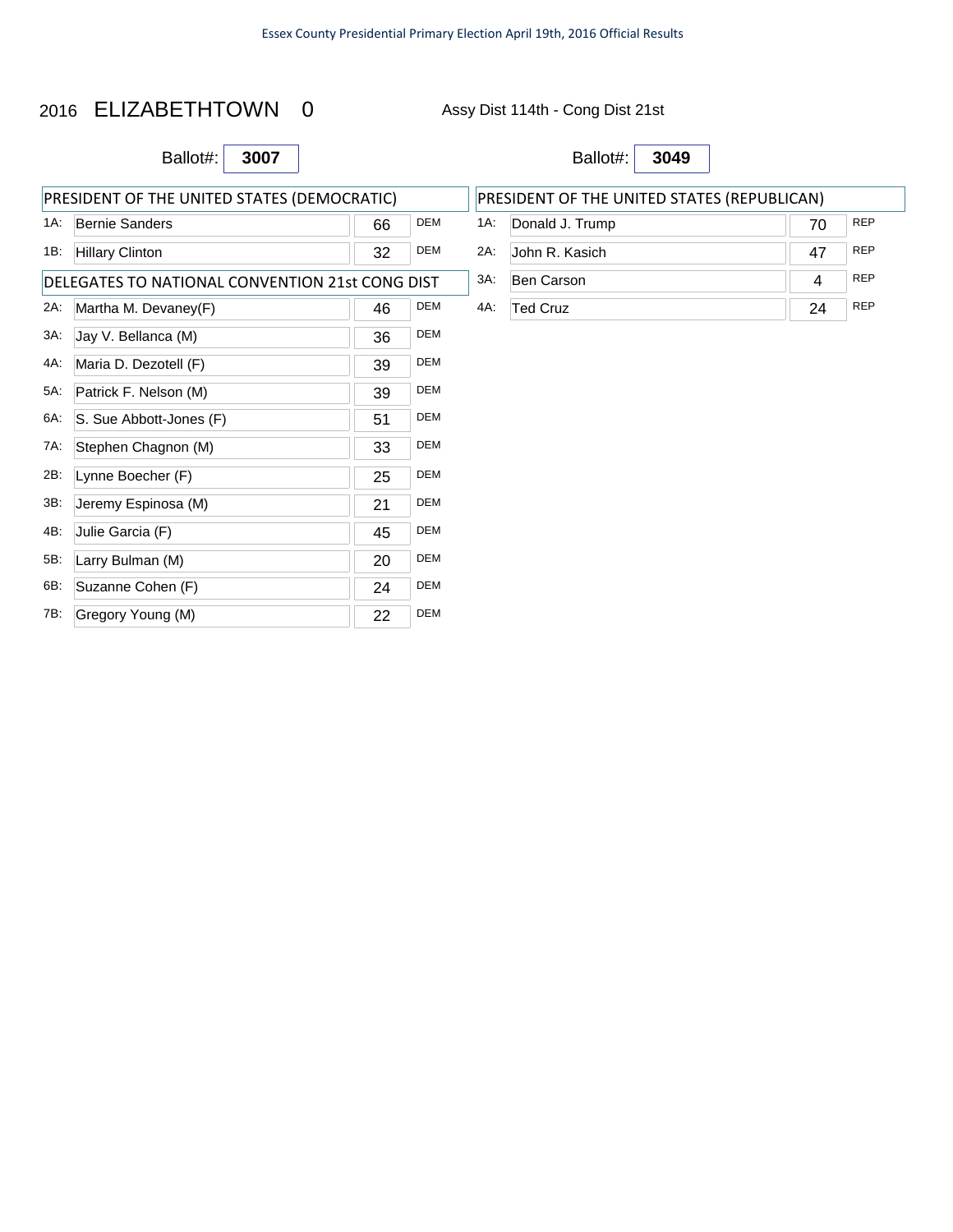# 2016 ELIZABETHTOWN 0

Assy Dist 114th - Cong Dist 21st

Ballot#: **3007**

| PRESIDENT OF THE UNITED STATES (DEMOCRATIC) | | | |
|---|---|---|---|
| 1A: | Bernie Sanders | 66 | DEM |
| 1B: | Hillary Clinton | 32 | DEM |

| DELEGATES TO NATIONAL CONVENTION 21st CONG DIST | | | |
|---|---|---|---|
| 2A: | Martha M. Devaney(F) | 46 | DEM |
| 3A: | Jay V. Bellanca (M) | 36 | DEM |
| 4A: | Maria D. Dezotell (F) | 39 | DEM |
| 5A: | Patrick F. Nelson (M) | 39 | DEM |
| 6A: | S. Sue Abbott-Jones (F) | 51 | DEM |
| 7A: | Stephen Chagnon (M) | 33 | DEM |
| 2B: | Lynne Boecher (F) | 25 | DEM |
| 3B: | Jeremy Espinosa (M) | 21 | DEM |
| 4B: | Julie Garcia (F) | 45 | DEM |
| 5B: | Larry Bulman (M) | 20 | DEM |
| 6B: | Suzanne Cohen (F) | 24 | DEM |
| 7B: | Gregory Young (M) | 22 | DEM |

Ballot#: **3049**

| PRESIDENT OF THE UNITED STATES (REPUBLICAN) | | | |
|---|---|---|---|
| 1A: | Donald J. Trump | 70 | REP |
| 2A: | John R. Kasich | 47 | REP |
| 3A: | Ben Carson | 4 | REP |
| 4A: | Ted Cruz | 24 | REP |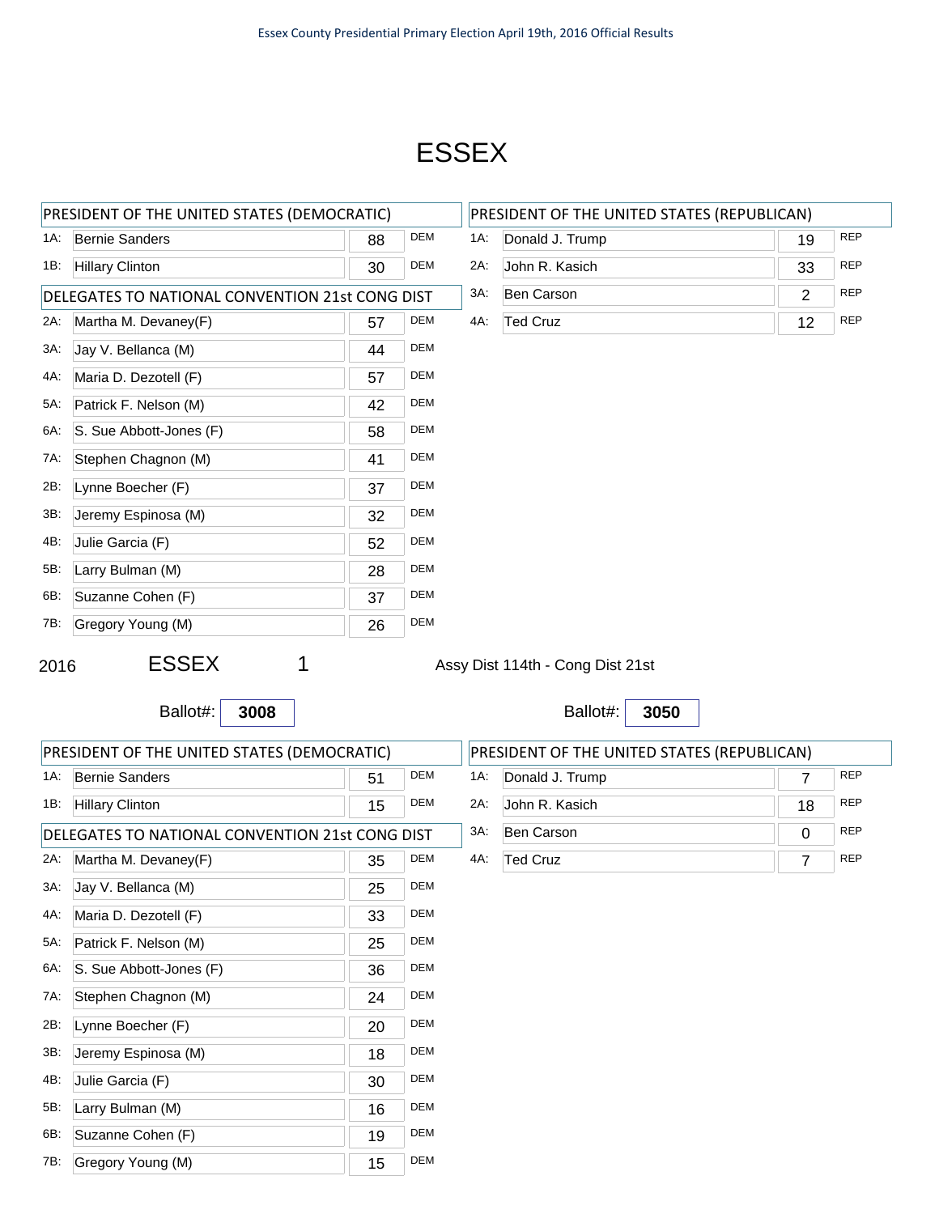# ESSEX

| PRESIDENT OF THE UNITED STATES (DEMOCRATIC) | | | |
|---|---|---|---|
| 1A: | Bernie Sanders | 88 | DEM |
| 1B: | Hillary Clinton | 30 | DEM |

| DELEGATES TO NATIONAL CONVENTION 21st CONG DIST | | | |
|---|---|---|---|
| 2A: | Martha M. Devaney(F) | 57 | DEM |
| 3A: | Jay V. Bellanca (M) | 44 | DEM |
| 4A: | Maria D. Dezotell (F) | 57 | DEM |
| 5A: | Patrick F. Nelson (M) | 42 | DEM |
| 6A: | S. Sue Abbott-Jones (F) | 58 | DEM |
| 7A: | Stephen Chagnon (M) | 41 | DEM |
| 2B: | Lynne Boecher (F) | 37 | DEM |
| 3B: | Jeremy Espinosa (M) | 32 | DEM |
| 4B: | Julie Garcia (F) | 52 | DEM |
| 5B: | Larry Bulman (M) | 28 | DEM |
| 6B: | Suzanne Cohen (F) | 37 | DEM |
| 7B: | Gregory Young (M) | 26 | DEM |

| PRESIDENT OF THE UNITED STATES (REPUBLICAN) | | | |
|---|---|---|---|
| 1A: | Donald J. Trump | 19 | REP |
| 2A: | John R. Kasich | 33 | REP |
| 3A: | Ben Carson | 2 | REP |
| 4A: | Ted Cruz | 12 | REP |

2016 ESSEX 1 Assy Dist 114th - Cong Dist 21st

Ballot#: **3008**

Ballot#: **3050**

| PRESIDENT OF THE UNITED STATES (DEMOCRATIC) | | | |
|---|---|---|---|
| 1A: | Bernie Sanders | 51 | DEM |
| 1B: | Hillary Clinton | 15 | DEM |

| DELEGATES TO NATIONAL CONVENTION 21st CONG DIST | | | |
|---|---|---|---|
| 2A: | Martha M. Devaney(F) | 35 | DEM |
| 3A: | Jay V. Bellanca (M) | 25 | DEM |
| 4A: | Maria D. Dezotell (F) | 33 | DEM |
| 5A: | Patrick F. Nelson (M) | 25 | DEM |
| 6A: | S. Sue Abbott-Jones (F) | 36 | DEM |
| 7A: | Stephen Chagnon (M) | 24 | DEM |
| 2B: | Lynne Boecher (F) | 20 | DEM |
| 3B: | Jeremy Espinosa (M) | 18 | DEM |
| 4B: | Julie Garcia (F) | 30 | DEM |
| 5B: | Larry Bulman (M) | 16 | DEM |
| 6B: | Suzanne Cohen (F) | 19 | DEM |
| 7B: | Gregory Young (M) | 15 | DEM |

| PRESIDENT OF THE UNITED STATES (REPUBLICAN) | | | |
|---|---|---|---|
| 1A: | Donald J. Trump | 7 | REP |
| 2A: | John R. Kasich | 18 | REP |
| 3A: | Ben Carson | 0 | REP |
| 4A: | Ted Cruz | 7 | REP |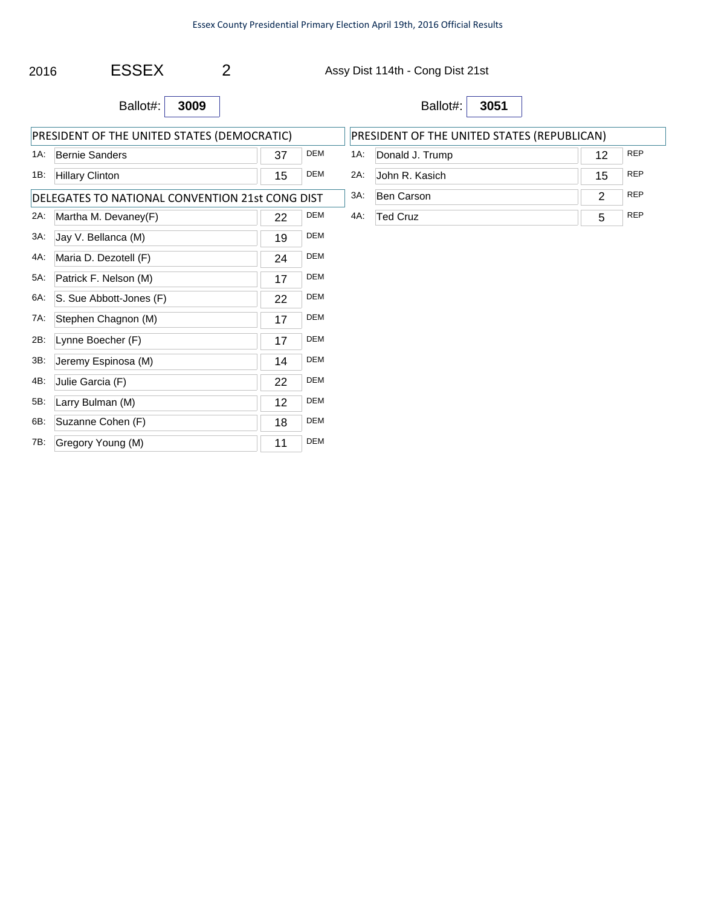2016 ESSEX 2 Assy Dist 114th - Cong Dist 21st

Ballot#: **3009**

| PRESIDENT OF THE UNITED STATES (DEMOCRATIC) | | | |
|---|---|---|---|
| 1A: | Bernie Sanders | 37 | DEM |
| 1B: | Hillary Clinton | 15 | DEM |

| DELEGATES TO NATIONAL CONVENTION 21st CONG DIST | | | |
|---|---|---|---|
| 2A: | Martha M. Devaney(F) | 22 | DEM |
| 3A: | Jay V. Bellanca (M) | 19 | DEM |
| 4A: | Maria D. Dezotell (F) | 24 | DEM |
| 5A: | Patrick F. Nelson (M) | 17 | DEM |
| 6A: | S. Sue Abbott-Jones (F) | 22 | DEM |
| 7A: | Stephen Chagnon (M) | 17 | DEM |
| 2B: | Lynne Boecher (F) | 17 | DEM |
| 3B: | Jeremy Espinosa (M) | 14 | DEM |
| 4B: | Julie Garcia (F) | 22 | DEM |
| 5B: | Larry Bulman (M) | 12 | DEM |
| 6B: | Suzanne Cohen (F) | 18 | DEM |
| 7B: | Gregory Young (M) | 11 | DEM |

Ballot#: **3051**

| PRESIDENT OF THE UNITED STATES (REPUBLICAN) | | | |
|---|---|---|---|
| 1A: | Donald J. Trump | 12 | REP |
| 2A: | John R. Kasich | 15 | REP |
| 3A: | Ben Carson | 2 | REP |
| 4A: | Ted Cruz | 5 | REP |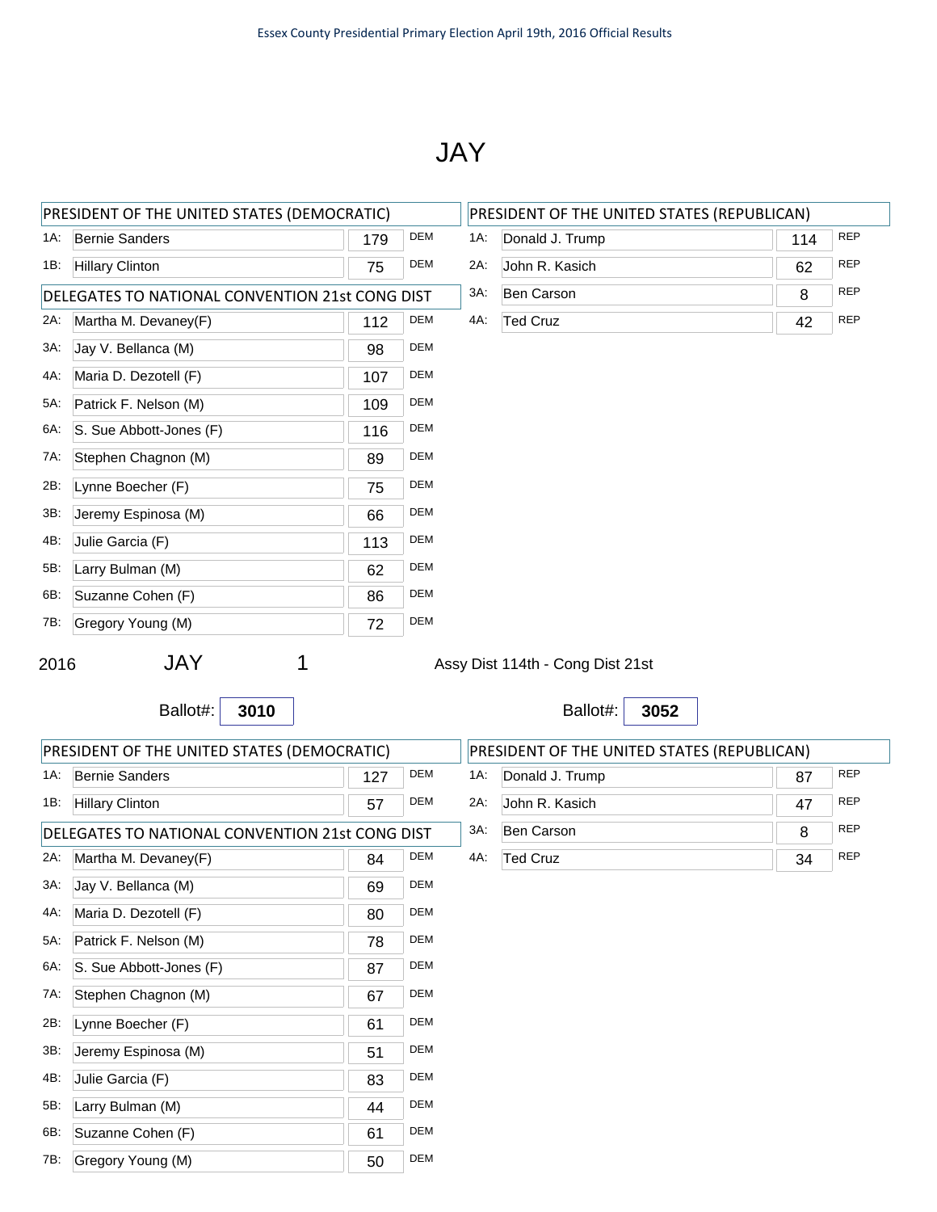Essex County Presidential Primary Election April 19th, 2016 Official Results

# JAY

| PRESIDENT OF THE UNITED STATES (DEMOCRATIC) | | | |
|---|---|---|---|
| 1A: | Bernie Sanders | 179 | DEM |
| 1B: | Hillary Clinton | 75 | DEM |

| DELEGATES TO NATIONAL CONVENTION 21st CONG DIST | | | |
|---|---|---|---|
| 2A: | Martha M. Devaney(F) | 112 | DEM |
| 3A: | Jay V. Bellanca (M) | 98 | DEM |
| 4A: | Maria D. Dezotell (F) | 107 | DEM |
| 5A: | Patrick F. Nelson (M) | 109 | DEM |
| 6A: | S. Sue Abbott-Jones (F) | 116 | DEM |
| 7A: | Stephen Chagnon (M) | 89 | DEM |
| 2B: | Lynne Boecher (F) | 75 | DEM |
| 3B: | Jeremy Espinosa (M) | 66 | DEM |
| 4B: | Julie Garcia (F) | 113 | DEM |
| 5B: | Larry Bulman (M) | 62 | DEM |
| 6B: | Suzanne Cohen (F) | 86 | DEM |
| 7B: | Gregory Young (M) | 72 | DEM |

| PRESIDENT OF THE UNITED STATES (REPUBLICAN) | | | |
|---|---|---|---|
| 1A: | Donald J. Trump | 114 | REP |
| 2A: | John R. Kasich | 62 | REP |
| 3A: | Ben Carson | 8 | REP |
| 4A: | Ted Cruz | 42 | REP |

2016 JAY 1 Assy Dist 114th - Cong Dist 21st

Ballot#: **3010**

| PRESIDENT OF THE UNITED STATES (DEMOCRATIC) | | | |
|---|---|---|---|
| 1A: | Bernie Sanders | 127 | DEM |
| 1B: | Hillary Clinton | 57 | DEM |

| DELEGATES TO NATIONAL CONVENTION 21st CONG DIST | | | |
|---|---|---|---|
| 2A: | Martha M. Devaney(F) | 84 | DEM |
| 3A: | Jay V. Bellanca (M) | 69 | DEM |
| 4A: | Maria D. Dezotell (F) | 80 | DEM |
| 5A: | Patrick F. Nelson (M) | 78 | DEM |
| 6A: | S. Sue Abbott-Jones (F) | 87 | DEM |
| 7A: | Stephen Chagnon (M) | 67 | DEM |
| 2B: | Lynne Boecher (F) | 61 | DEM |
| 3B: | Jeremy Espinosa (M) | 51 | DEM |
| 4B: | Julie Garcia (F) | 83 | DEM |
| 5B: | Larry Bulman (M) | 44 | DEM |
| 6B: | Suzanne Cohen (F) | 61 | DEM |
| 7B: | Gregory Young (M) | 50 | DEM |

Ballot#: **3052**

| PRESIDENT OF THE UNITED STATES (REPUBLICAN) | | | |
|---|---|---|---|
| 1A: | Donald J. Trump | 87 | REP |
| 2A: | John R. Kasich | 47 | REP |
| 3A: | Ben Carson | 8 | REP |
| 4A: | Ted Cruz | 34 | REP |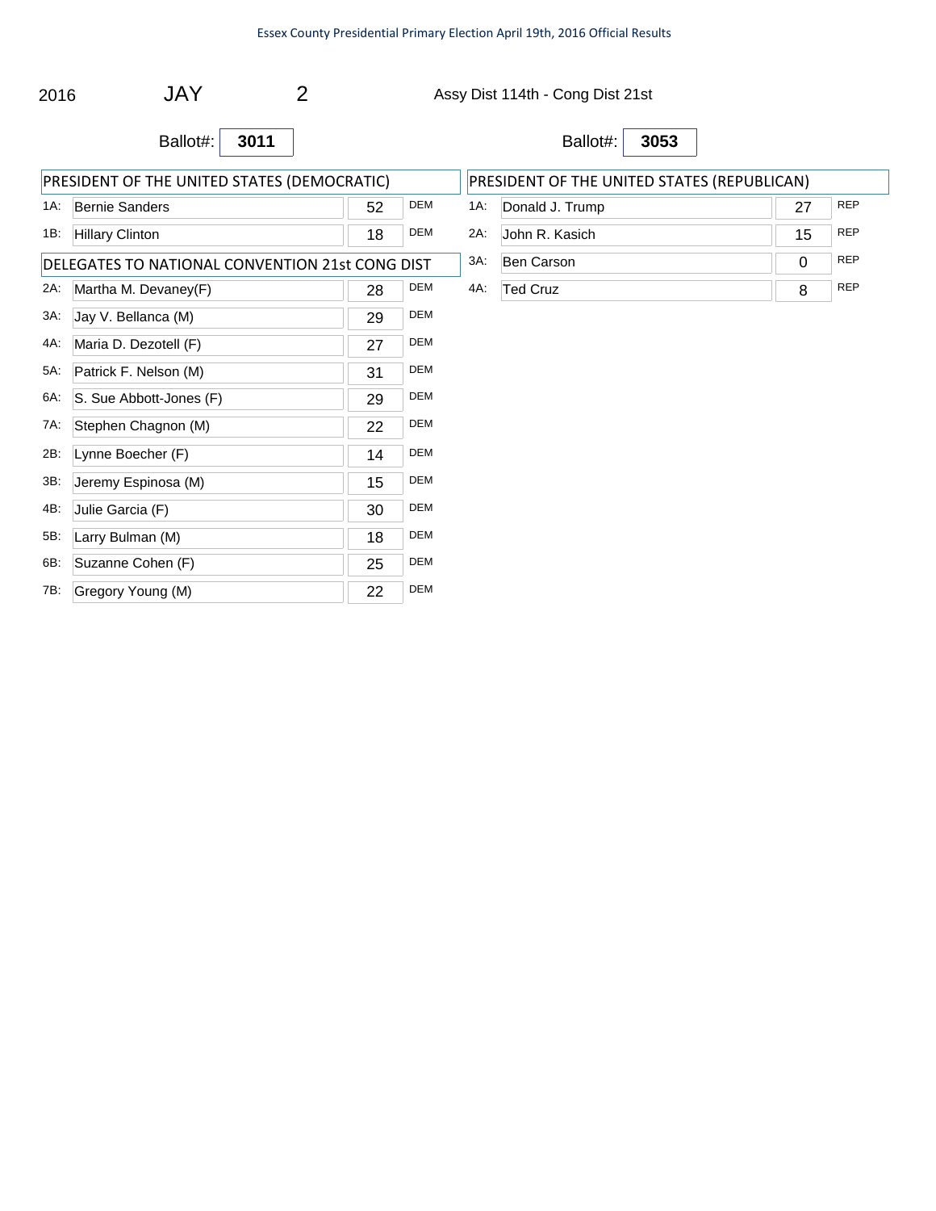Essex County Presidential Primary Election April 19th, 2016 Official Results

2016 JAY 2 Assy Dist 114th - Cong Dist 21st

Ballot#: **3011**

| PRESIDENT OF THE UNITED STATES (DEMOCRATIC) | | | |
|---|---|---|---|
| 1A: | Bernie Sanders | 52 | DEM |
| 1B: | Hillary Clinton | 18 | DEM |

| DELEGATES TO NATIONAL CONVENTION 21st CONG DIST | | | |
|---|---|---|---|
| 2A: | Martha M. Devaney(F) | 28 | DEM |
| 3A: | Jay V. Bellanca (M) | 29 | DEM |
| 4A: | Maria D. Dezotell (F) | 27 | DEM |
| 5A: | Patrick F. Nelson (M) | 31 | DEM |
| 6A: | S. Sue Abbott-Jones (F) | 29 | DEM |
| 7A: | Stephen Chagnon (M) | 22 | DEM |
| 2B: | Lynne Boecher (F) | 14 | DEM |
| 3B: | Jeremy Espinosa (M) | 15 | DEM |
| 4B: | Julie Garcia (F) | 30 | DEM |
| 5B: | Larry Bulman (M) | 18 | DEM |
| 6B: | Suzanne Cohen (F) | 25 | DEM |
| 7B: | Gregory Young (M) | 22 | DEM |

Ballot#: **3053**

| PRESIDENT OF THE UNITED STATES (REPUBLICAN) | | | |
|---|---|---|---|
| 1A: | Donald J. Trump | 27 | REP |
| 2A: | John R. Kasich | 15 | REP |
| 3A: | Ben Carson | 0 | REP |
| 4A: | Ted Cruz | 8 | REP |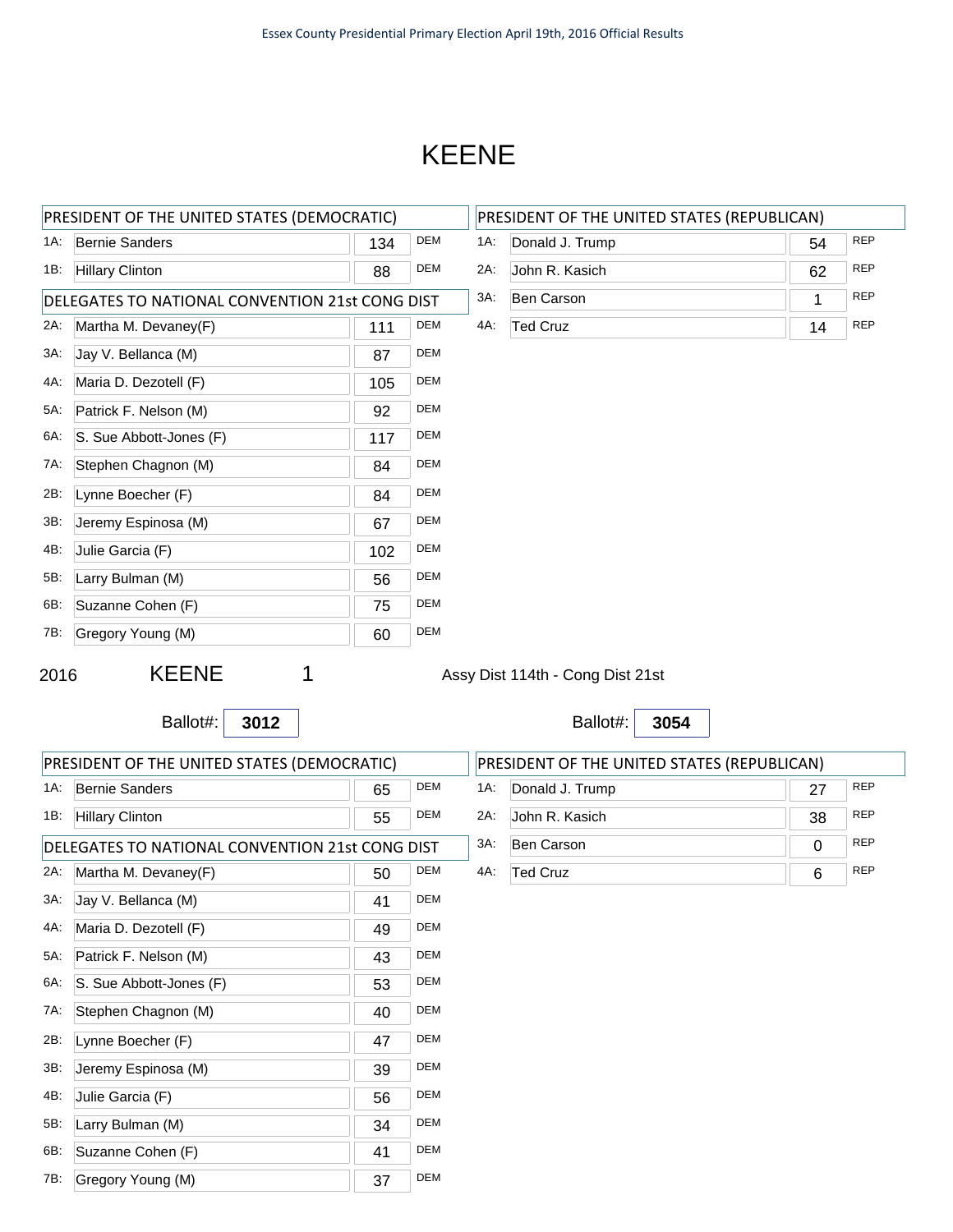# KEENE

| PRESIDENT OF THE UNITED STATES (DEMOCRATIC) | | | |
|---|---|---|---|
| 1A: | Bernie Sanders | 134 | DEM |
| 1B: | Hillary Clinton | 88 | DEM |

| DELEGATES TO NATIONAL CONVENTION 21st CONG DIST | | | |
|---|---|---|---|
| 2A: | Martha M. Devaney(F) | 111 | DEM |
| 3A: | Jay V. Bellanca (M) | 87 | DEM |
| 4A: | Maria D. Dezotell (F) | 105 | DEM |
| 5A: | Patrick F. Nelson (M) | 92 | DEM |
| 6A: | S. Sue Abbott-Jones (F) | 117 | DEM |
| 7A: | Stephen Chagnon (M) | 84 | DEM |
| 2B: | Lynne Boecher (F) | 84 | DEM |
| 3B: | Jeremy Espinosa (M) | 67 | DEM |
| 4B: | Julie Garcia (F) | 102 | DEM |
| 5B: | Larry Bulman (M) | 56 | DEM |
| 6B: | Suzanne Cohen (F) | 75 | DEM |
| 7B: | Gregory Young (M) | 60 | DEM |

| PRESIDENT OF THE UNITED STATES (REPUBLICAN) | | | |
|---|---|---|---|
| 1A: | Donald J. Trump | 54 | REP |
| 2A: | John R. Kasich | 62 | REP |
| 3A: | Ben Carson | 1 | REP |
| 4A: | Ted Cruz | 14 | REP |

2016 KEENE 1 Assy Dist 114th - Cong Dist 21st

Ballot#: **3012**

Ballot#: **3054**

| PRESIDENT OF THE UNITED STATES (DEMOCRATIC) | | | |
|---|---|---|---|
| 1A: | Bernie Sanders | 65 | DEM |
| 1B: | Hillary Clinton | 55 | DEM |

| DELEGATES TO NATIONAL CONVENTION 21st CONG DIST | | | |
|---|---|---|---|
| 2A: | Martha M. Devaney(F) | 50 | DEM |
| 3A: | Jay V. Bellanca (M) | 41 | DEM |
| 4A: | Maria D. Dezotell (F) | 49 | DEM |
| 5A: | Patrick F. Nelson (M) | 43 | DEM |
| 6A: | S. Sue Abbott-Jones (F) | 53 | DEM |
| 7A: | Stephen Chagnon (M) | 40 | DEM |
| 2B: | Lynne Boecher (F) | 47 | DEM |
| 3B: | Jeremy Espinosa (M) | 39 | DEM |
| 4B: | Julie Garcia (F) | 56 | DEM |
| 5B: | Larry Bulman (M) | 34 | DEM |
| 6B: | Suzanne Cohen (F) | 41 | DEM |
| 7B: | Gregory Young (M) | 37 | DEM |

| PRESIDENT OF THE UNITED STATES (REPUBLICAN) | | | |
|---|---|---|---|
| 1A: | Donald J. Trump | 27 | REP |
| 2A: | John R. Kasich | 38 | REP |
| 3A: | Ben Carson | 0 | REP |
| 4A: | Ted Cruz | 6 | REP |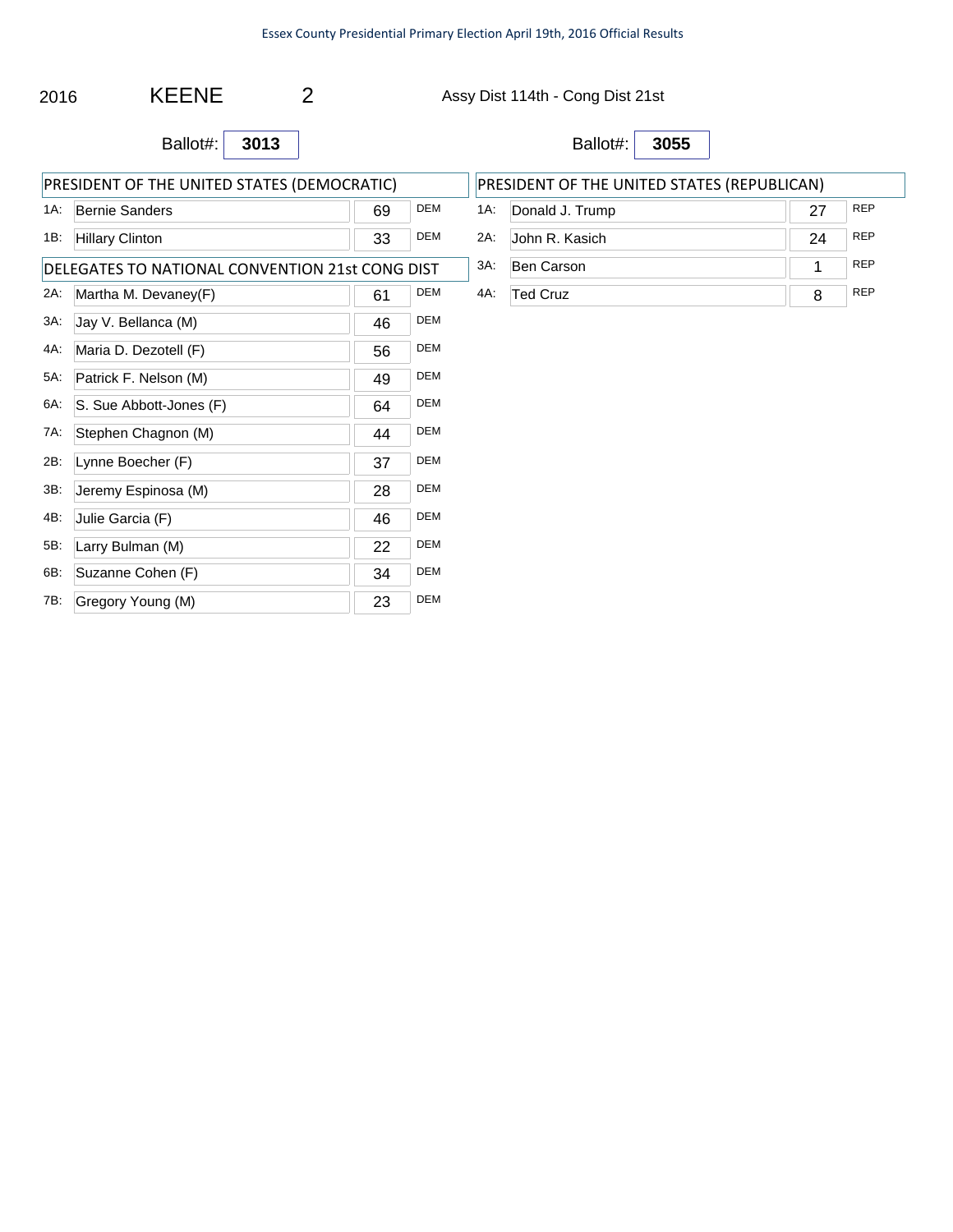2016 KEENE 2 Assy Dist 114th - Cong Dist 21st

Ballot#: **3013**

| PRESIDENT OF THE UNITED STATES (DEMOCRATIC) | | | |
|---|---|---|---|
| 1A: | Bernie Sanders | 69 | DEM |
| 1B: | Hillary Clinton | 33 | DEM |

| DELEGATES TO NATIONAL CONVENTION 21st CONG DIST | | | |
|---|---|---|---|
| 2A: | Martha M. Devaney(F) | 61 | DEM |
| 3A: | Jay V. Bellanca (M) | 46 | DEM |
| 4A: | Maria D. Dezotell (F) | 56 | DEM |
| 5A: | Patrick F. Nelson (M) | 49 | DEM |
| 6A: | S. Sue Abbott-Jones (F) | 64 | DEM |
| 7A: | Stephen Chagnon (M) | 44 | DEM |
| 2B: | Lynne Boecher (F) | 37 | DEM |
| 3B: | Jeremy Espinosa (M) | 28 | DEM |
| 4B: | Julie Garcia (F) | 46 | DEM |
| 5B: | Larry Bulman (M) | 22 | DEM |
| 6B: | Suzanne Cohen (F) | 34 | DEM |
| 7B: | Gregory Young (M) | 23 | DEM |

Ballot#: **3055**

| PRESIDENT OF THE UNITED STATES (REPUBLICAN) | | | |
|---|---|---|---|
| 1A: | Donald J. Trump | 27 | REP |
| 2A: | John R. Kasich | 24 | REP |
| 3A: | Ben Carson | 1 | REP |
| 4A: | Ted Cruz | 8 | REP |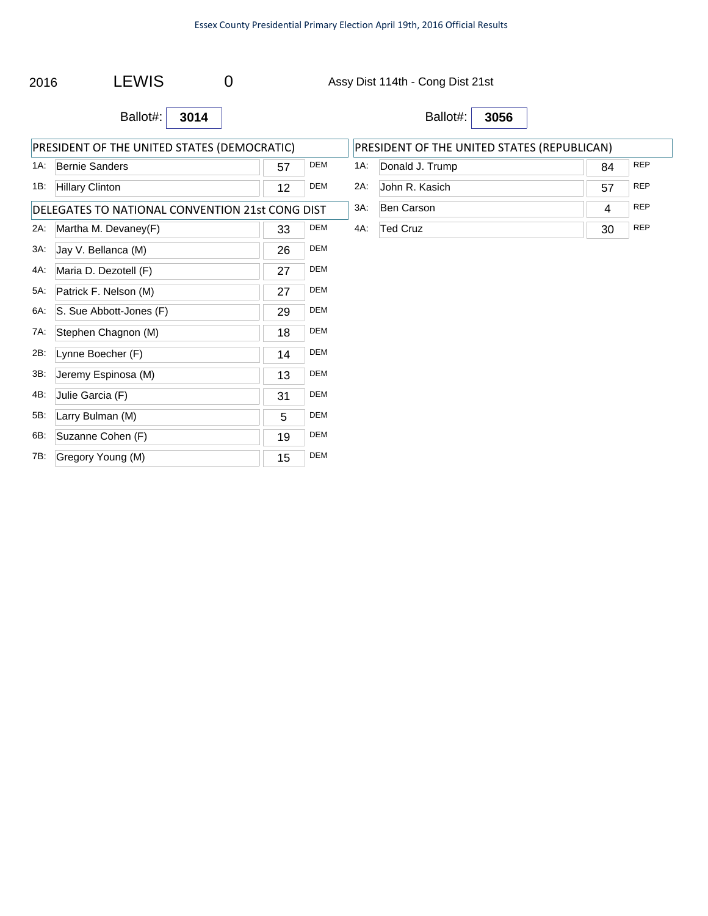2016 LEWIS 0 Assy Dist 114th - Cong Dist 21st

Ballot#: **3014**

| PRESIDENT OF THE UNITED STATES (DEMOCRATIC) | | | |
|---|---|---|---|
| 1A: | Bernie Sanders | 57 | DEM |
| 1B: | Hillary Clinton | 12 | DEM |

| DELEGATES TO NATIONAL CONVENTION 21st CONG DIST | | | |
|---|---|---|---|
| 2A: | Martha M. Devaney(F) | 33 | DEM |
| 3A: | Jay V. Bellanca (M) | 26 | DEM |
| 4A: | Maria D. Dezotell (F) | 27 | DEM |
| 5A: | Patrick F. Nelson (M) | 27 | DEM |
| 6A: | S. Sue Abbott-Jones (F) | 29 | DEM |
| 7A: | Stephen Chagnon (M) | 18 | DEM |
| 2B: | Lynne Boecher (F) | 14 | DEM |
| 3B: | Jeremy Espinosa (M) | 13 | DEM |
| 4B: | Julie Garcia (F) | 31 | DEM |
| 5B: | Larry Bulman (M) | 5 | DEM |
| 6B: | Suzanne Cohen (F) | 19 | DEM |
| 7B: | Gregory Young (M) | 15 | DEM |

Ballot#: **3056**

| PRESIDENT OF THE UNITED STATES (REPUBLICAN) | | | |
|---|---|---|---|
| 1A: | Donald J. Trump | 84 | REP |
| 2A: | John R. Kasich | 57 | REP |
| 3A: | Ben Carson | 4 | REP |
| 4A: | Ted Cruz | 30 | REP |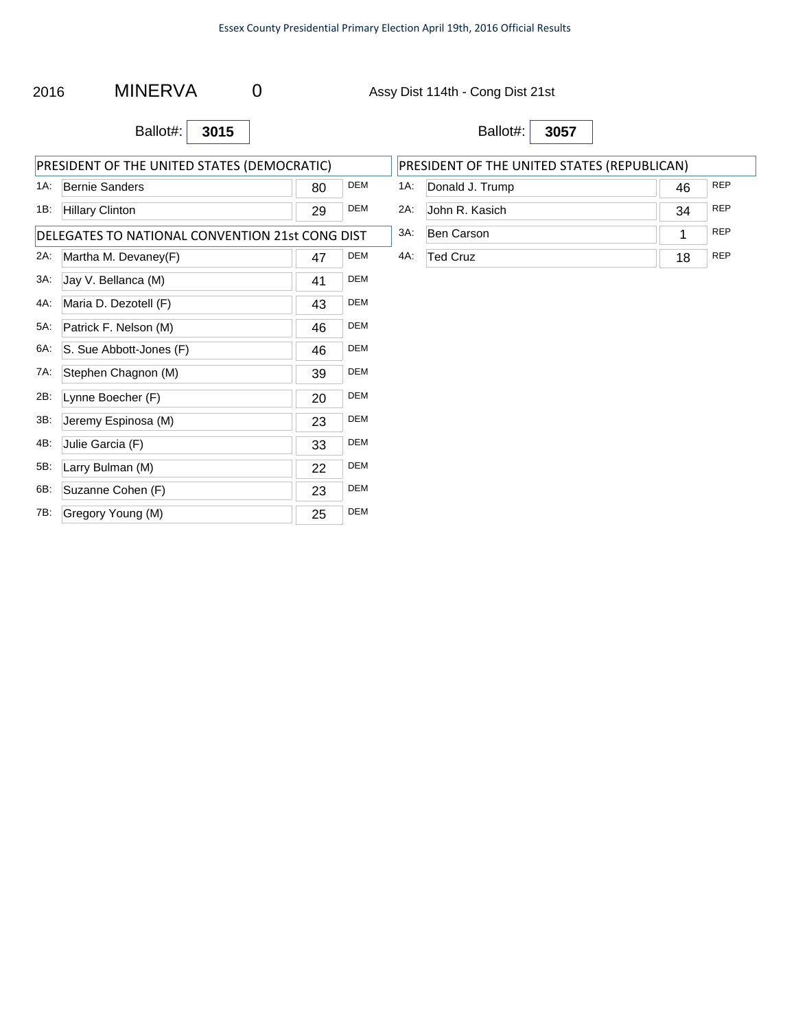2016 MINERVA 0 Assy Dist 114th - Cong Dist 21st

Ballot#: **3015**

| PRESIDENT OF THE UNITED STATES (DEMOCRATIC) | | | |
|---|---|---|---|
| 1A: | Bernie Sanders | 80 | DEM |
| 1B: | Hillary Clinton | 29 | DEM |

| DELEGATES TO NATIONAL CONVENTION 21st CONG DIST | | | |
|---|---|---|---|
| 2A: | Martha M. Devaney(F) | 47 | DEM |
| 3A: | Jay V. Bellanca (M) | 41 | DEM |
| 4A: | Maria D. Dezotell (F) | 43 | DEM |
| 5A: | Patrick F. Nelson (M) | 46 | DEM |
| 6A: | S. Sue Abbott-Jones (F) | 46 | DEM |
| 7A: | Stephen Chagnon (M) | 39 | DEM |
| 2B: | Lynne Boecher (F) | 20 | DEM |
| 3B: | Jeremy Espinosa (M) | 23 | DEM |
| 4B: | Julie Garcia (F) | 33 | DEM |
| 5B: | Larry Bulman (M) | 22 | DEM |
| 6B: | Suzanne Cohen (F) | 23 | DEM |
| 7B: | Gregory Young (M) | 25 | DEM |

Ballot#: **3057**

| PRESIDENT OF THE UNITED STATES (REPUBLICAN) | | | |
|---|---|---|---|
| 1A: | Donald J. Trump | 46 | REP |
| 2A: | John R. Kasich | 34 | REP |
| 3A: | Ben Carson | 1 | REP |
| 4A: | Ted Cruz | 18 | REP |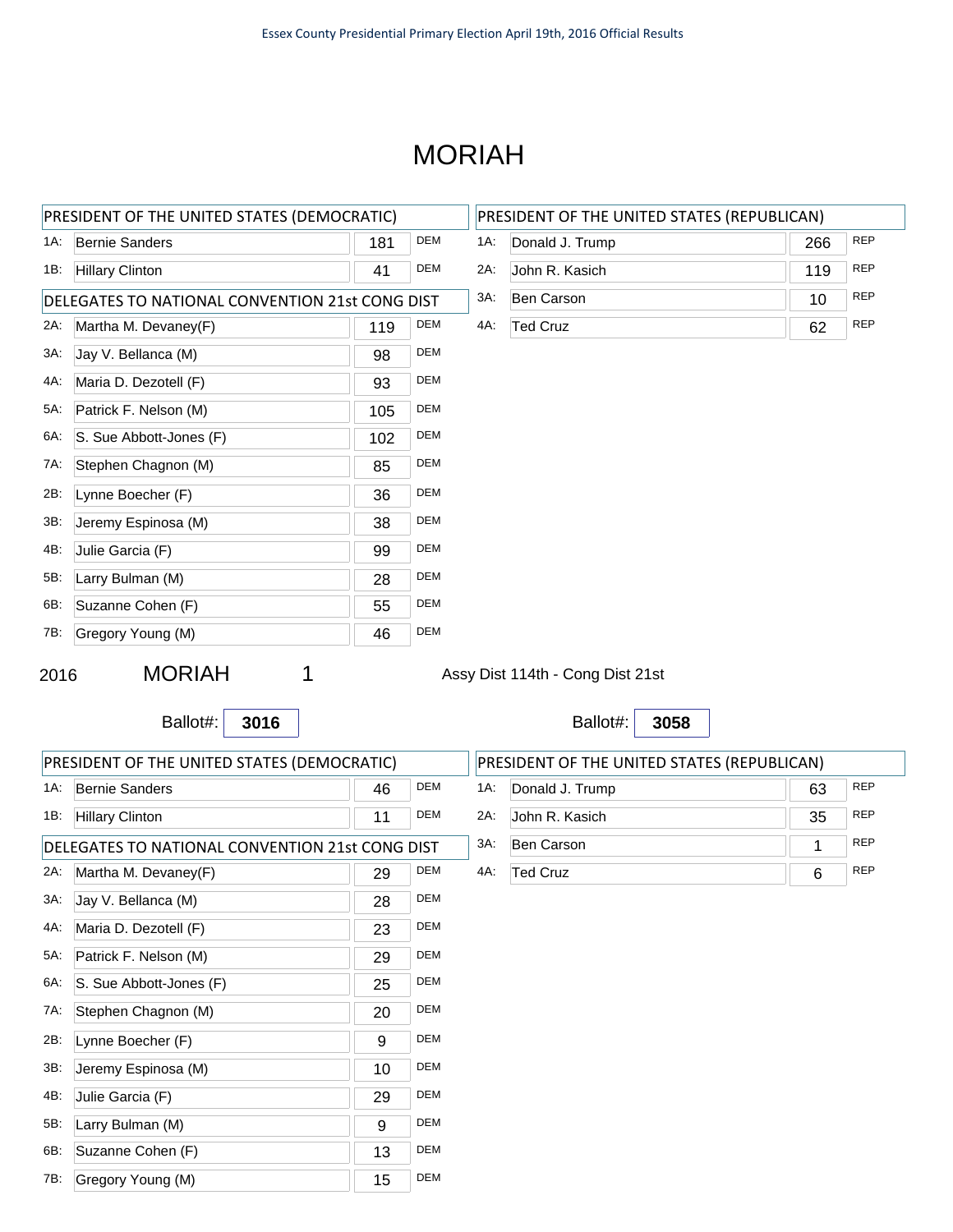# MORIAH

| PRESIDENT OF THE UNITED STATES (DEMOCRATIC) | | | |
|---|---|---|---|
| 1A: | Bernie Sanders | 181 | DEM |
| 1B: | Hillary Clinton | 41 | DEM |

| DELEGATES TO NATIONAL CONVENTION 21st CONG DIST | | | |
|---|---|---|---|
| 2A: | Martha M. Devaney(F) | 119 | DEM |
| 3A: | Jay V. Bellanca (M) | 98 | DEM |
| 4A: | Maria D. Dezotell (F) | 93 | DEM |
| 5A: | Patrick F. Nelson (M) | 105 | DEM |
| 6A: | S. Sue Abbott-Jones (F) | 102 | DEM |
| 7A: | Stephen Chagnon (M) | 85 | DEM |
| 2B: | Lynne Boecher (F) | 36 | DEM |
| 3B: | Jeremy Espinosa (M) | 38 | DEM |
| 4B: | Julie Garcia (F) | 99 | DEM |
| 5B: | Larry Bulman (M) | 28 | DEM |
| 6B: | Suzanne Cohen (F) | 55 | DEM |
| 7B: | Gregory Young (M) | 46 | DEM |

| PRESIDENT OF THE UNITED STATES (REPUBLICAN) | | | |
|---|---|---|---|
| 1A: | Donald J. Trump | 266 | REP |
| 2A: | John R. Kasich | 119 | REP |
| 3A: | Ben Carson | 10 | REP |
| 4A: | Ted Cruz | 62 | REP |

## 2016 MORIAH 1

Assy Dist 114th - Cong Dist 21st

Ballot#: **3016**

| PRESIDENT OF THE UNITED STATES (DEMOCRATIC) | | | |
|---|---|---|---|
| 1A: | Bernie Sanders | 46 | DEM |
| 1B: | Hillary Clinton | 11 | DEM |

| DELEGATES TO NATIONAL CONVENTION 21st CONG DIST | | | |
|---|---|---|---|
| 2A: | Martha M. Devaney(F) | 29 | DEM |
| 3A: | Jay V. Bellanca (M) | 28 | DEM |
| 4A: | Maria D. Dezotell (F) | 23 | DEM |
| 5A: | Patrick F. Nelson (M) | 29 | DEM |
| 6A: | S. Sue Abbott-Jones (F) | 25 | DEM |
| 7A: | Stephen Chagnon (M) | 20 | DEM |
| 2B: | Lynne Boecher (F) | 9 | DEM |
| 3B: | Jeremy Espinosa (M) | 10 | DEM |
| 4B: | Julie Garcia (F) | 29 | DEM |
| 5B: | Larry Bulman (M) | 9 | DEM |
| 6B: | Suzanne Cohen (F) | 13 | DEM |
| 7B: | Gregory Young (M) | 15 | DEM |

Ballot#: **3058**

| PRESIDENT OF THE UNITED STATES (REPUBLICAN) | | | |
|---|---|---|---|
| 1A: | Donald J. Trump | 63 | REP |
| 2A: | John R. Kasich | 35 | REP |
| 3A: | Ben Carson | 1 | REP |
| 4A: | Ted Cruz | 6 | REP |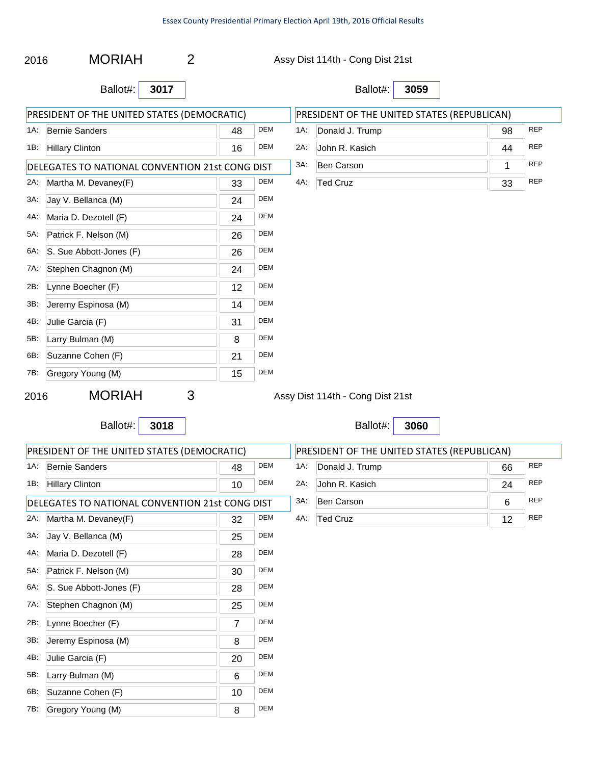Essex County Presidential Primary Election April 19th, 2016 Official Results

## 2016 MORIAH 2 — Assy Dist 114th - Cong Dist 21st

Ballot#: **3017**

| PRESIDENT OF THE UNITED STATES (DEMOCRATIC) | | | |
|---|---|---|---|
| 1A: | Bernie Sanders | 48 | DEM |
| 1B: | Hillary Clinton | 16 | DEM |

| DELEGATES TO NATIONAL CONVENTION 21st CONG DIST | | | |
|---|---|---|---|
| 2A: | Martha M. Devaney(F) | 33 | DEM |
| 3A: | Jay V. Bellanca (M) | 24 | DEM |
| 4A: | Maria D. Dezotell (F) | 24 | DEM |
| 5A: | Patrick F. Nelson (M) | 26 | DEM |
| 6A: | S. Sue Abbott-Jones (F) | 26 | DEM |
| 7A: | Stephen Chagnon (M) | 24 | DEM |
| 2B: | Lynne Boecher (F) | 12 | DEM |
| 3B: | Jeremy Espinosa (M) | 14 | DEM |
| 4B: | Julie Garcia (F) | 31 | DEM |
| 5B: | Larry Bulman (M) | 8 | DEM |
| 6B: | Suzanne Cohen (F) | 21 | DEM |
| 7B: | Gregory Young (M) | 15 | DEM |

Ballot#: **3059**

| PRESIDENT OF THE UNITED STATES (REPUBLICAN) | | | |
|---|---|---|---|
| 1A: | Donald J. Trump | 98 | REP |
| 2A: | John R. Kasich | 44 | REP |
| 3A: | Ben Carson | 1 | REP |
| 4A: | Ted Cruz | 33 | REP |

## 2016 MORIAH 3 — Assy Dist 114th - Cong Dist 21st

Ballot#: **3018**

| PRESIDENT OF THE UNITED STATES (DEMOCRATIC) | | | |
|---|---|---|---|
| 1A: | Bernie Sanders | 48 | DEM |
| 1B: | Hillary Clinton | 10 | DEM |

| DELEGATES TO NATIONAL CONVENTION 21st CONG DIST | | | |
|---|---|---|---|
| 2A: | Martha M. Devaney(F) | 32 | DEM |
| 3A: | Jay V. Bellanca (M) | 25 | DEM |
| 4A: | Maria D. Dezotell (F) | 28 | DEM |
| 5A: | Patrick F. Nelson (M) | 30 | DEM |
| 6A: | S. Sue Abbott-Jones (F) | 28 | DEM |
| 7A: | Stephen Chagnon (M) | 25 | DEM |
| 2B: | Lynne Boecher (F) | 7 | DEM |
| 3B: | Jeremy Espinosa (M) | 8 | DEM |
| 4B: | Julie Garcia (F) | 20 | DEM |
| 5B: | Larry Bulman (M) | 6 | DEM |
| 6B: | Suzanne Cohen (F) | 10 | DEM |
| 7B: | Gregory Young (M) | 8 | DEM |

Ballot#: **3060**

| PRESIDENT OF THE UNITED STATES (REPUBLICAN) | | | |
|---|---|---|---|
| 1A: | Donald J. Trump | 66 | REP |
| 2A: | John R. Kasich | 24 | REP |
| 3A: | Ben Carson | 6 | REP |
| 4A: | Ted Cruz | 12 | REP |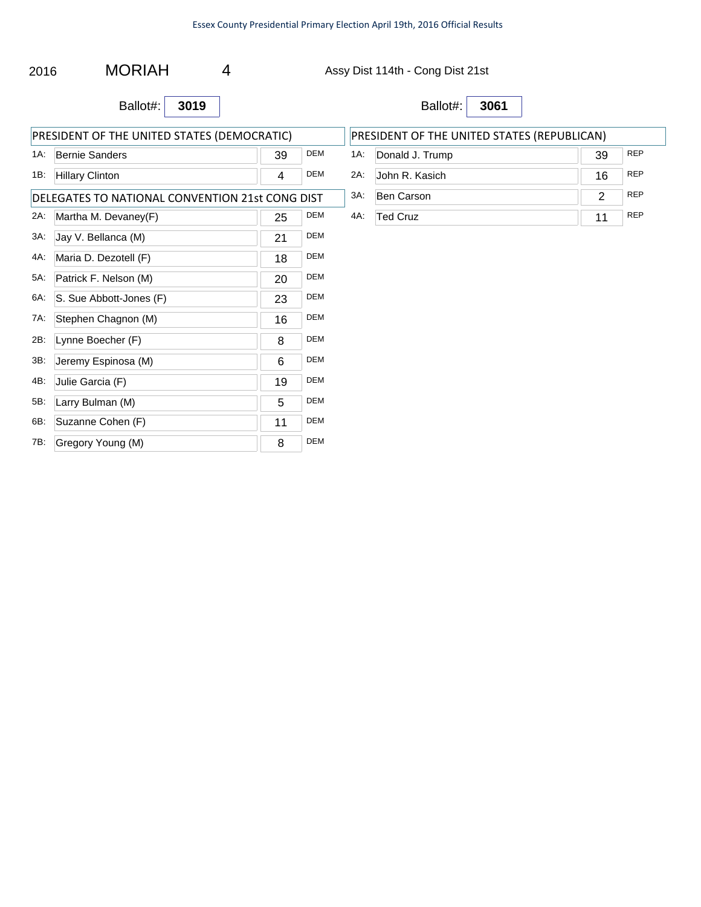2016 MORIAH 4 Assy Dist 114th - Cong Dist 21st

Ballot#: **3019**

| PRESIDENT OF THE UNITED STATES (DEMOCRATIC) | | | |
|---|---|---|---|
| 1A: | Bernie Sanders | 39 | DEM |
| 1B: | Hillary Clinton | 4 | DEM |

| DELEGATES TO NATIONAL CONVENTION 21st CONG DIST | | | |
|---|---|---|---|
| 2A: | Martha M. Devaney(F) | 25 | DEM |
| 3A: | Jay V. Bellanca (M) | 21 | DEM |
| 4A: | Maria D. Dezotell (F) | 18 | DEM |
| 5A: | Patrick F. Nelson (M) | 20 | DEM |
| 6A: | S. Sue Abbott-Jones (F) | 23 | DEM |
| 7A: | Stephen Chagnon (M) | 16 | DEM |
| 2B: | Lynne Boecher (F) | 8 | DEM |
| 3B: | Jeremy Espinosa (M) | 6 | DEM |
| 4B: | Julie Garcia (F) | 19 | DEM |
| 5B: | Larry Bulman (M) | 5 | DEM |
| 6B: | Suzanne Cohen (F) | 11 | DEM |
| 7B: | Gregory Young (M) | 8 | DEM |

Ballot#: **3061**

| PRESIDENT OF THE UNITED STATES (REPUBLICAN) | | | |
|---|---|---|---|
| 1A: | Donald J. Trump | 39 | REP |
| 2A: | John R. Kasich | 16 | REP |
| 3A: | Ben Carson | 2 | REP |
| 4A: | Ted Cruz | 11 | REP |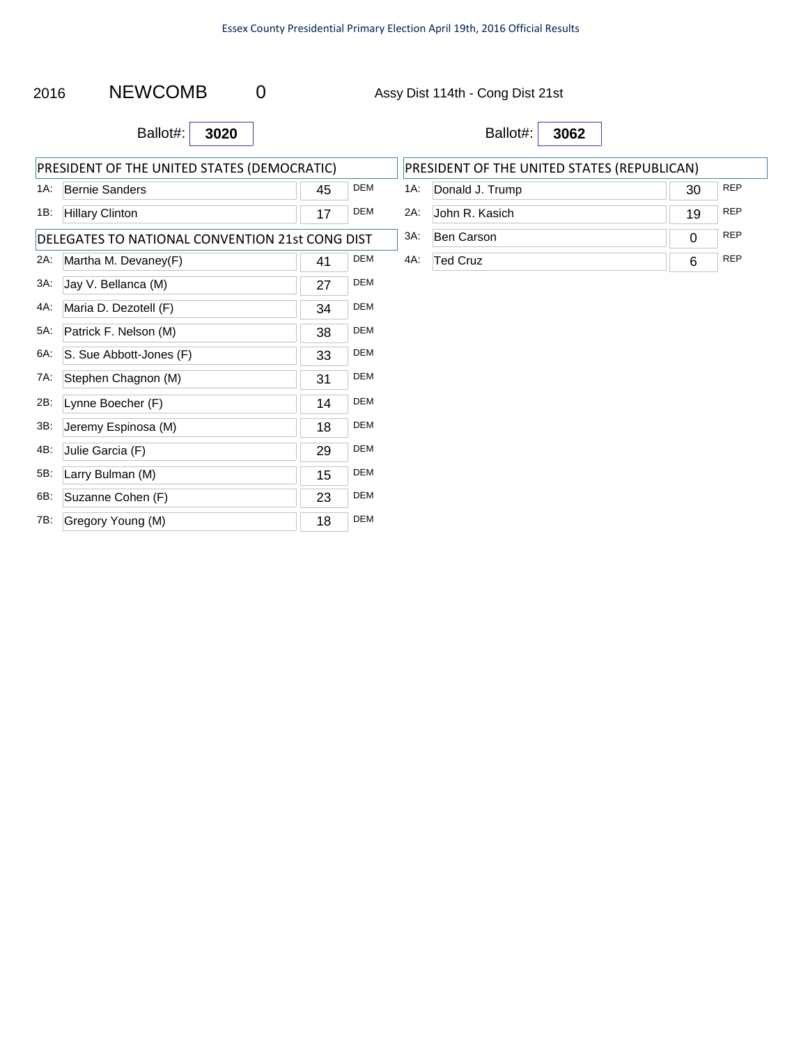2016 NEWCOMB 0 Assy Dist 114th - Cong Dist 21st

Ballot#: **3020**

| | PRESIDENT OF THE UNITED STATES (DEMOCRATIC) | | |
|---|---|---|---|
| 1A: | Bernie Sanders | 45 | DEM |
| 1B: | Hillary Clinton | 17 | DEM |

| | DELEGATES TO NATIONAL CONVENTION 21st CONG DIST | | |
|---|---|---|---|
| 2A: | Martha M. Devaney(F) | 41 | DEM |
| 3A: | Jay V. Bellanca (M) | 27 | DEM |
| 4A: | Maria D. Dezotell (F) | 34 | DEM |
| 5A: | Patrick F. Nelson (M) | 38 | DEM |
| 6A: | S. Sue Abbott-Jones (F) | 33 | DEM |
| 7A: | Stephen Chagnon (M) | 31 | DEM |
| 2B: | Lynne Boecher (F) | 14 | DEM |
| 3B: | Jeremy Espinosa (M) | 18 | DEM |
| 4B: | Julie Garcia (F) | 29 | DEM |
| 5B: | Larry Bulman (M) | 15 | DEM |
| 6B: | Suzanne Cohen (F) | 23 | DEM |
| 7B: | Gregory Young (M) | 18 | DEM |

Ballot#: **3062**

| | PRESIDENT OF THE UNITED STATES (REPUBLICAN) | | |
|---|---|---|---|
| 1A: | Donald J. Trump | 30 | REP |
| 2A: | John R. Kasich | 19 | REP |
| 3A: | Ben Carson | 0 | REP |
| 4A: | Ted Cruz | 6 | REP |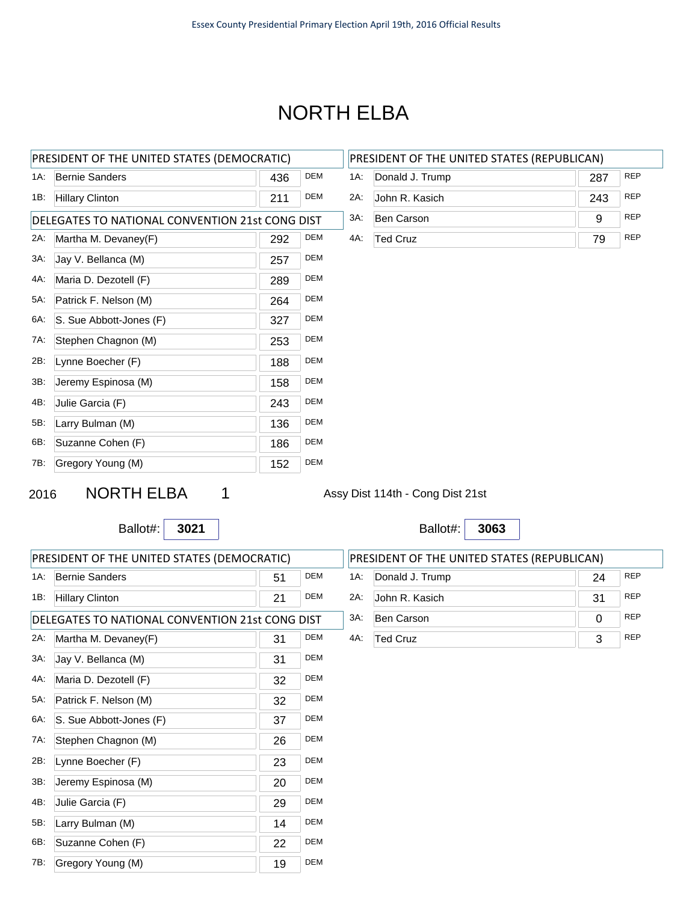# NORTH ELBA

| PRESIDENT OF THE UNITED STATES (DEMOCRATIC) | | | |
|---|---|---|---|
| 1A: | Bernie Sanders | 436 | DEM |
| 1B: | Hillary Clinton | 211 | DEM |

| DELEGATES TO NATIONAL CONVENTION 21st CONG DIST | | | |
|---|---|---|---|
| 2A: | Martha M. Devaney(F) | 292 | DEM |
| 3A: | Jay V. Bellanca (M) | 257 | DEM |
| 4A: | Maria D. Dezotell (F) | 289 | DEM |
| 5A: | Patrick F. Nelson (M) | 264 | DEM |
| 6A: | S. Sue Abbott-Jones (F) | 327 | DEM |
| 7A: | Stephen Chagnon (M) | 253 | DEM |
| 2B: | Lynne Boecher (F) | 188 | DEM |
| 3B: | Jeremy Espinosa (M) | 158 | DEM |
| 4B: | Julie Garcia (F) | 243 | DEM |
| 5B: | Larry Bulman (M) | 136 | DEM |
| 6B: | Suzanne Cohen (F) | 186 | DEM |
| 7B: | Gregory Young (M) | 152 | DEM |

| PRESIDENT OF THE UNITED STATES (REPUBLICAN) | | | |
|---|---|---|---|
| 1A: | Donald J. Trump | 287 | REP |
| 2A: | John R. Kasich | 243 | REP |
| 3A: | Ben Carson | 9 | REP |
| 4A: | Ted Cruz | 79 | REP |

2016 NORTH ELBA 1 — Assy Dist 114th - Cong Dist 21st

Ballot#: **3021**

| PRESIDENT OF THE UNITED STATES (DEMOCRATIC) | | | |
|---|---|---|---|
| 1A: | Bernie Sanders | 51 | DEM |
| 1B: | Hillary Clinton | 21 | DEM |

| DELEGATES TO NATIONAL CONVENTION 21st CONG DIST | | | |
|---|---|---|---|
| 2A: | Martha M. Devaney(F) | 31 | DEM |
| 3A: | Jay V. Bellanca (M) | 31 | DEM |
| 4A: | Maria D. Dezotell (F) | 32 | DEM |
| 5A: | Patrick F. Nelson (M) | 32 | DEM |
| 6A: | S. Sue Abbott-Jones (F) | 37 | DEM |
| 7A: | Stephen Chagnon (M) | 26 | DEM |
| 2B: | Lynne Boecher (F) | 23 | DEM |
| 3B: | Jeremy Espinosa (M) | 20 | DEM |
| 4B: | Julie Garcia (F) | 29 | DEM |
| 5B: | Larry Bulman (M) | 14 | DEM |
| 6B: | Suzanne Cohen (F) | 22 | DEM |
| 7B: | Gregory Young (M) | 19 | DEM |

Ballot#: **3063**

| PRESIDENT OF THE UNITED STATES (REPUBLICAN) | | | |
|---|---|---|---|
| 1A: | Donald J. Trump | 24 | REP |
| 2A: | John R. Kasich | 31 | REP |
| 3A: | Ben Carson | 0 | REP |
| 4A: | Ted Cruz | 3 | REP |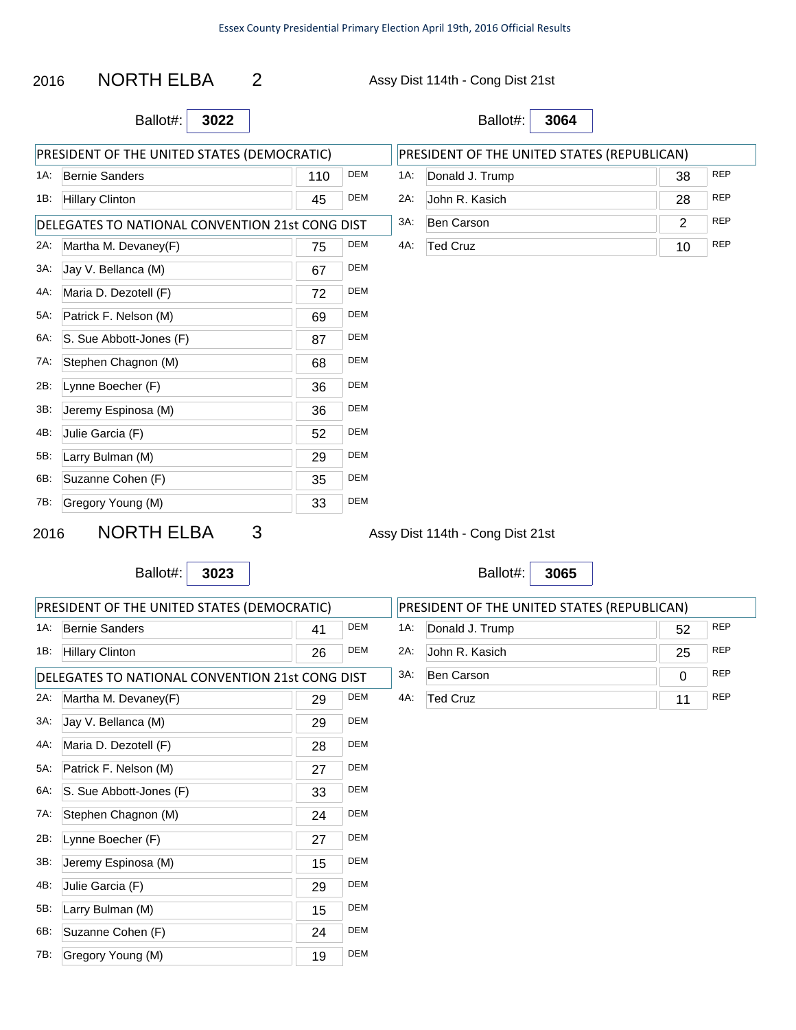## 2016 NORTH ELBA 2

Assy Dist 114th - Cong Dist 21st

Ballot#: **3022**

| PRESIDENT OF THE UNITED STATES (DEMOCRATIC) | | | |
|---|---|---|---|
| 1A: | Bernie Sanders | 110 | DEM |
| 1B: | Hillary Clinton | 45 | DEM |

| DELEGATES TO NATIONAL CONVENTION 21st CONG DIST | | | |
|---|---|---|---|
| 2A: | Martha M. Devaney(F) | 75 | DEM |
| 3A: | Jay V. Bellanca (M) | 67 | DEM |
| 4A: | Maria D. Dezotell (F) | 72 | DEM |
| 5A: | Patrick F. Nelson (M) | 69 | DEM |
| 6A: | S. Sue Abbott-Jones (F) | 87 | DEM |
| 7A: | Stephen Chagnon (M) | 68 | DEM |
| 2B: | Lynne Boecher (F) | 36 | DEM |
| 3B: | Jeremy Espinosa (M) | 36 | DEM |
| 4B: | Julie Garcia (F) | 52 | DEM |
| 5B: | Larry Bulman (M) | 29 | DEM |
| 6B: | Suzanne Cohen (F) | 35 | DEM |
| 7B: | Gregory Young (M) | 33 | DEM |

Ballot#: **3064**

| PRESIDENT OF THE UNITED STATES (REPUBLICAN) | | | |
|---|---|---|---|
| 1A: | Donald J. Trump | 38 | REP |
| 2A: | John R. Kasich | 28 | REP |
| 3A: | Ben Carson | 2 | REP |
| 4A: | Ted Cruz | 10 | REP |

## 2016 NORTH ELBA 3

Assy Dist 114th - Cong Dist 21st

Ballot#: **3023**

| PRESIDENT OF THE UNITED STATES (DEMOCRATIC) | | | |
|---|---|---|---|
| 1A: | Bernie Sanders | 41 | DEM |
| 1B: | Hillary Clinton | 26 | DEM |

| DELEGATES TO NATIONAL CONVENTION 21st CONG DIST | | | |
|---|---|---|---|
| 2A: | Martha M. Devaney(F) | 29 | DEM |
| 3A: | Jay V. Bellanca (M) | 29 | DEM |
| 4A: | Maria D. Dezotell (F) | 28 | DEM |
| 5A: | Patrick F. Nelson (M) | 27 | DEM |
| 6A: | S. Sue Abbott-Jones (F) | 33 | DEM |
| 7A: | Stephen Chagnon (M) | 24 | DEM |
| 2B: | Lynne Boecher (F) | 27 | DEM |
| 3B: | Jeremy Espinosa (M) | 15 | DEM |
| 4B: | Julie Garcia (F) | 29 | DEM |
| 5B: | Larry Bulman (M) | 15 | DEM |
| 6B: | Suzanne Cohen (F) | 24 | DEM |
| 7B: | Gregory Young (M) | 19 | DEM |

Ballot#: **3065**

| PRESIDENT OF THE UNITED STATES (REPUBLICAN) | | | |
|---|---|---|---|
| 1A: | Donald J. Trump | 52 | REP |
| 2A: | John R. Kasich | 25 | REP |
| 3A: | Ben Carson | 0 | REP |
| 4A: | Ted Cruz | 11 | REP |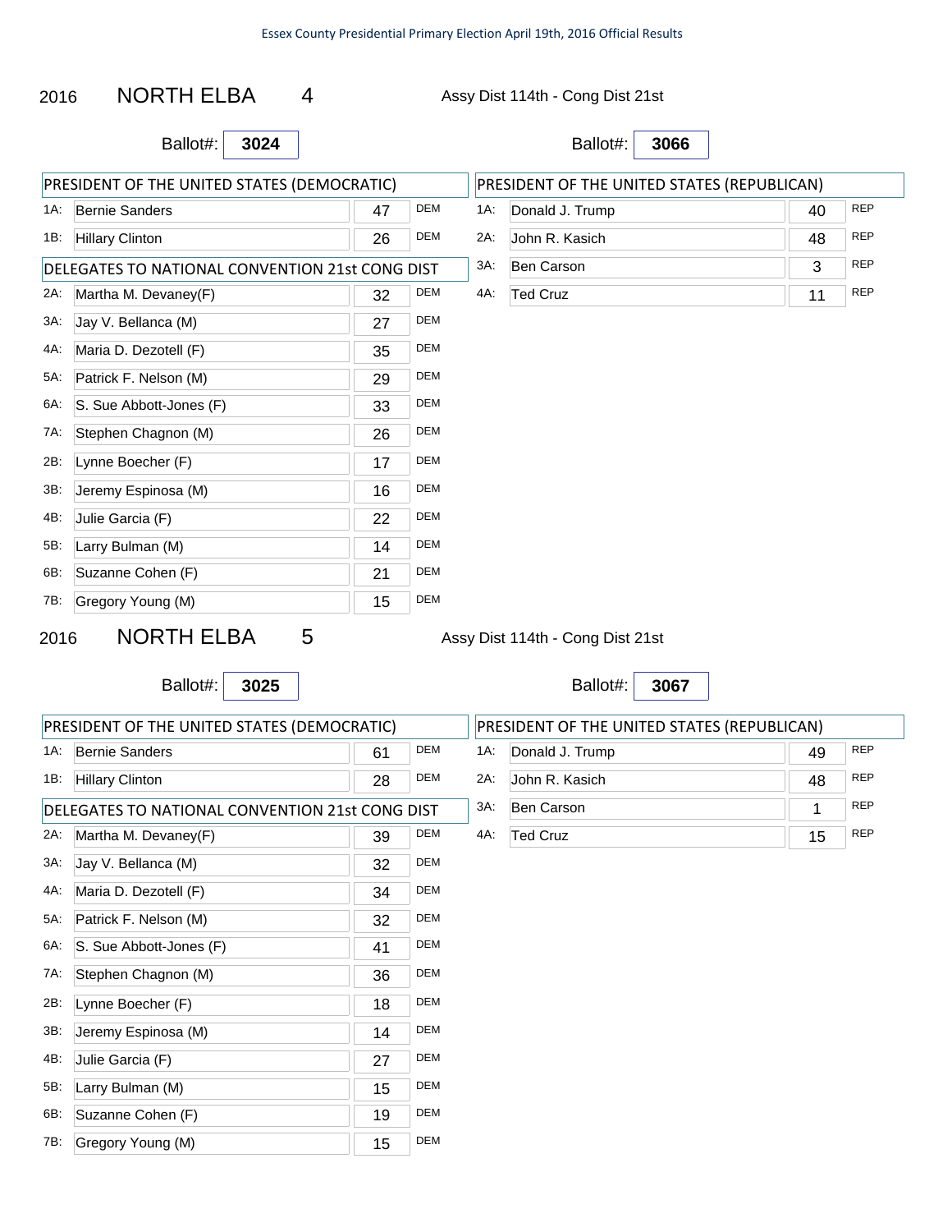## 2016 NORTH ELBA 4

Assy Dist 114th - Cong Dist 21st

Ballot#: **3024**

| | PRESIDENT OF THE UNITED STATES (DEMOCRATIC) | | |
|---|---|---|---|
| 1A: | Bernie Sanders | 47 | DEM |
| 1B: | Hillary Clinton | 26 | DEM |

| | DELEGATES TO NATIONAL CONVENTION 21st CONG DIST | | |
|---|---|---|---|
| 2A: | Martha M. Devaney(F) | 32 | DEM |
| 3A: | Jay V. Bellanca (M) | 27 | DEM |
| 4A: | Maria D. Dezotell (F) | 35 | DEM |
| 5A: | Patrick F. Nelson (M) | 29 | DEM |
| 6A: | S. Sue Abbott-Jones (F) | 33 | DEM |
| 7A: | Stephen Chagnon (M) | 26 | DEM |
| 2B: | Lynne Boecher (F) | 17 | DEM |
| 3B: | Jeremy Espinosa (M) | 16 | DEM |
| 4B: | Julie Garcia (F) | 22 | DEM |
| 5B: | Larry Bulman (M) | 14 | DEM |
| 6B: | Suzanne Cohen (F) | 21 | DEM |
| 7B: | Gregory Young (M) | 15 | DEM |

Ballot#: **3066**

| | PRESIDENT OF THE UNITED STATES (REPUBLICAN) | | |
|---|---|---|---|
| 1A: | Donald J. Trump | 40 | REP |
| 2A: | John R. Kasich | 48 | REP |
| 3A: | Ben Carson | 3 | REP |
| 4A: | Ted Cruz | 11 | REP |

## 2016 NORTH ELBA 5

Assy Dist 114th - Cong Dist 21st

Ballot#: **3025**

| | PRESIDENT OF THE UNITED STATES (DEMOCRATIC) | | |
|---|---|---|---|
| 1A: | Bernie Sanders | 61 | DEM |
| 1B: | Hillary Clinton | 28 | DEM |

| | DELEGATES TO NATIONAL CONVENTION 21st CONG DIST | | |
|---|---|---|---|
| 2A: | Martha M. Devaney(F) | 39 | DEM |
| 3A: | Jay V. Bellanca (M) | 32 | DEM |
| 4A: | Maria D. Dezotell (F) | 34 | DEM |
| 5A: | Patrick F. Nelson (M) | 32 | DEM |
| 6A: | S. Sue Abbott-Jones (F) | 41 | DEM |
| 7A: | Stephen Chagnon (M) | 36 | DEM |
| 2B: | Lynne Boecher (F) | 18 | DEM |
| 3B: | Jeremy Espinosa (M) | 14 | DEM |
| 4B: | Julie Garcia (F) | 27 | DEM |
| 5B: | Larry Bulman (M) | 15 | DEM |
| 6B: | Suzanne Cohen (F) | 19 | DEM |
| 7B: | Gregory Young (M) | 15 | DEM |

Ballot#: **3067**

| | PRESIDENT OF THE UNITED STATES (REPUBLICAN) | | |
|---|---|---|---|
| 1A: | Donald J. Trump | 49 | REP |
| 2A: | John R. Kasich | 48 | REP |
| 3A: | Ben Carson | 1 | REP |
| 4A: | Ted Cruz | 15 | REP |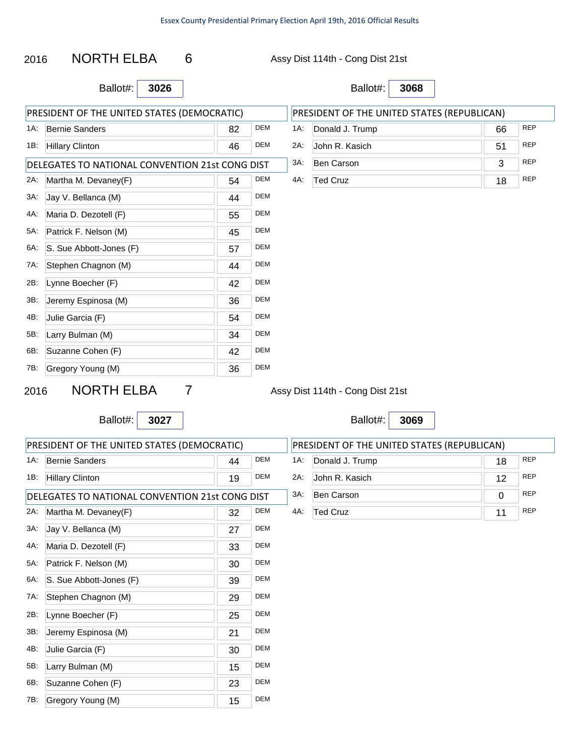## 2016 NORTH ELBA 6

Assy Dist 114th - Cong Dist 21st

Ballot#: **3026**

| PRESIDENT OF THE UNITED STATES (DEMOCRATIC) | | | |
|---|---|---|---|
| 1A: | Bernie Sanders | 82 | DEM |
| 1B: | Hillary Clinton | 46 | DEM |

| DELEGATES TO NATIONAL CONVENTION 21st CONG DIST | | | |
|---|---|---|---|
| 2A: | Martha M. Devaney(F) | 54 | DEM |
| 3A: | Jay V. Bellanca (M) | 44 | DEM |
| 4A: | Maria D. Dezotell (F) | 55 | DEM |
| 5A: | Patrick F. Nelson (M) | 45 | DEM |
| 6A: | S. Sue Abbott-Jones (F) | 57 | DEM |
| 7A: | Stephen Chagnon (M) | 44 | DEM |
| 2B: | Lynne Boecher (F) | 42 | DEM |
| 3B: | Jeremy Espinosa (M) | 36 | DEM |
| 4B: | Julie Garcia (F) | 54 | DEM |
| 5B: | Larry Bulman (M) | 34 | DEM |
| 6B: | Suzanne Cohen (F) | 42 | DEM |
| 7B: | Gregory Young (M) | 36 | DEM |

Ballot#: **3068**

| PRESIDENT OF THE UNITED STATES (REPUBLICAN) | | | |
|---|---|---|---|
| 1A: | Donald J. Trump | 66 | REP |
| 2A: | John R. Kasich | 51 | REP |
| 3A: | Ben Carson | 3 | REP |
| 4A: | Ted Cruz | 18 | REP |

## 2016 NORTH ELBA 7

Assy Dist 114th - Cong Dist 21st

Ballot#: **3027**

| PRESIDENT OF THE UNITED STATES (DEMOCRATIC) | | | |
|---|---|---|---|
| 1A: | Bernie Sanders | 44 | DEM |
| 1B: | Hillary Clinton | 19 | DEM |

| DELEGATES TO NATIONAL CONVENTION 21st CONG DIST | | | |
|---|---|---|---|
| 2A: | Martha M. Devaney(F) | 32 | DEM |
| 3A: | Jay V. Bellanca (M) | 27 | DEM |
| 4A: | Maria D. Dezotell (F) | 33 | DEM |
| 5A: | Patrick F. Nelson (M) | 30 | DEM |
| 6A: | S. Sue Abbott-Jones (F) | 39 | DEM |
| 7A: | Stephen Chagnon (M) | 29 | DEM |
| 2B: | Lynne Boecher (F) | 25 | DEM |
| 3B: | Jeremy Espinosa (M) | 21 | DEM |
| 4B: | Julie Garcia (F) | 30 | DEM |
| 5B: | Larry Bulman (M) | 15 | DEM |
| 6B: | Suzanne Cohen (F) | 23 | DEM |
| 7B: | Gregory Young (M) | 15 | DEM |

Ballot#: **3069**

| PRESIDENT OF THE UNITED STATES (REPUBLICAN) | | | |
|---|---|---|---|
| 1A: | Donald J. Trump | 18 | REP |
| 2A: | John R. Kasich | 12 | REP |
| 3A: | Ben Carson | 0 | REP |
| 4A: | Ted Cruz | 11 | REP |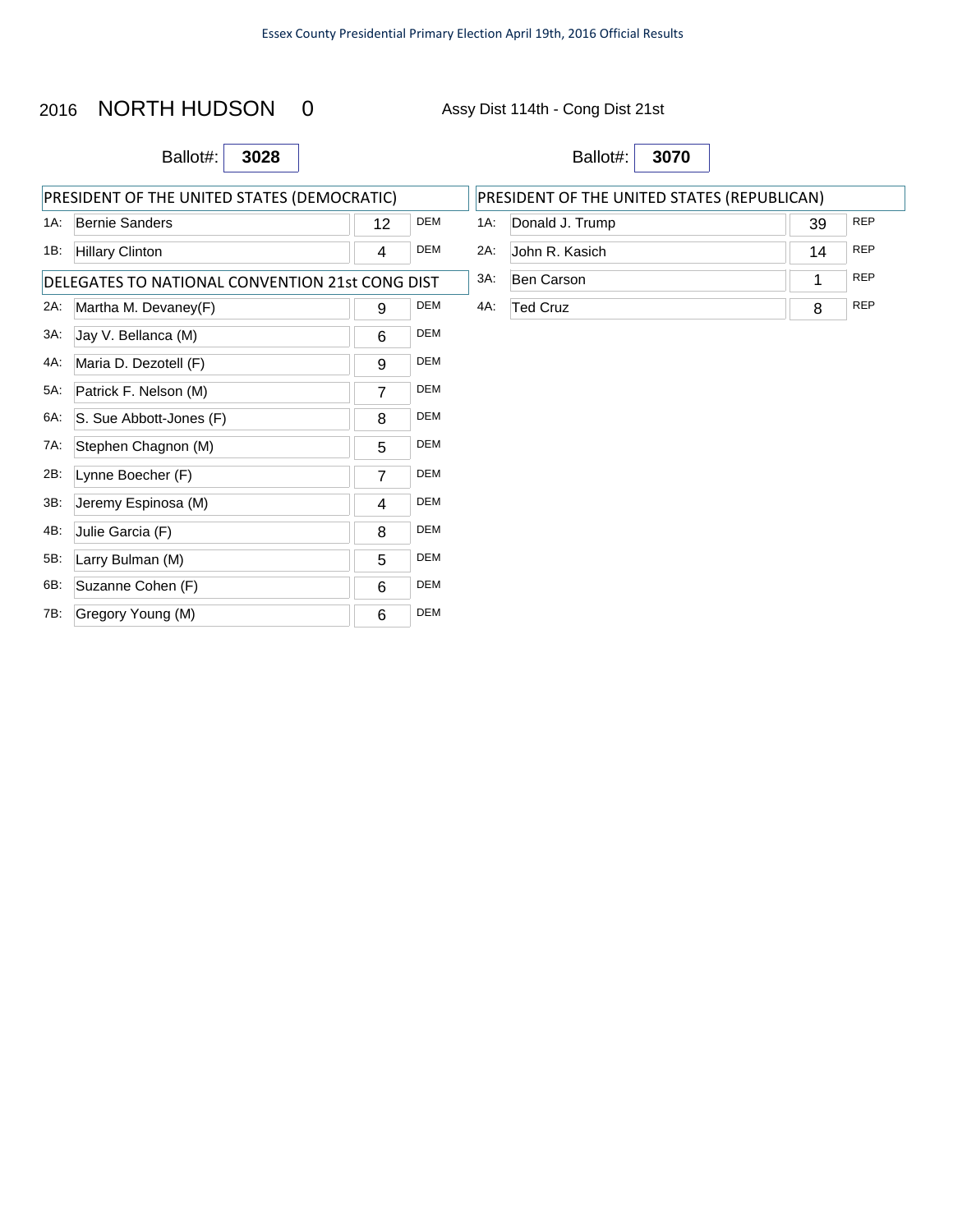2016 NORTH HUDSON 0 — Assy Dist 114th - Cong Dist 21st

Ballot#: **3028**

| PRESIDENT OF THE UNITED STATES (DEMOCRATIC) | | | |
|---|---|---|---|
| 1A: | Bernie Sanders | 12 | DEM |
| 1B: | Hillary Clinton | 4 | DEM |

| DELEGATES TO NATIONAL CONVENTION 21st CONG DIST | | | |
|---|---|---|---|
| 2A: | Martha M. Devaney(F) | 9 | DEM |
| 3A: | Jay V. Bellanca (M) | 6 | DEM |
| 4A: | Maria D. Dezotell (F) | 9 | DEM |
| 5A: | Patrick F. Nelson (M) | 7 | DEM |
| 6A: | S. Sue Abbott-Jones (F) | 8 | DEM |
| 7A: | Stephen Chagnon (M) | 5 | DEM |
| 2B: | Lynne Boecher (F) | 7 | DEM |
| 3B: | Jeremy Espinosa (M) | 4 | DEM |
| 4B: | Julie Garcia (F) | 8 | DEM |
| 5B: | Larry Bulman (M) | 5 | DEM |
| 6B: | Suzanne Cohen (F) | 6 | DEM |
| 7B: | Gregory Young (M) | 6 | DEM |

Ballot#: **3070**

| PRESIDENT OF THE UNITED STATES (REPUBLICAN) | | | |
|---|---|---|---|
| 1A: | Donald J. Trump | 39 | REP |
| 2A: | John R. Kasich | 14 | REP |
| 3A: | Ben Carson | 1 | REP |
| 4A: | Ted Cruz | 8 | REP |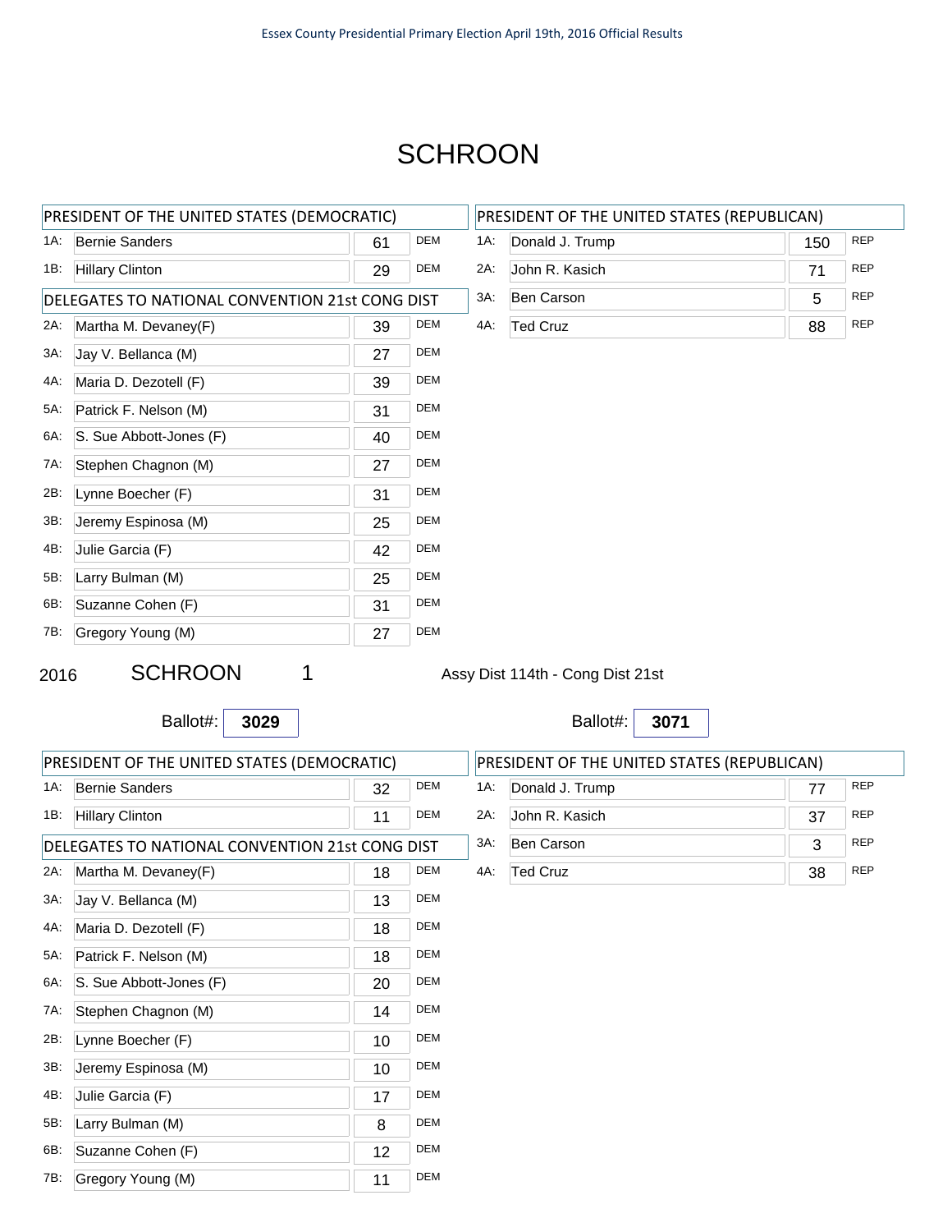# SCHROON

| PRESIDENT OF THE UNITED STATES (DEMOCRATIC) | | | |
|---|---|---|---|
| 1A: | Bernie Sanders | 61 | DEM |
| 1B: | Hillary Clinton | 29 | DEM |

| DELEGATES TO NATIONAL CONVENTION 21st CONG DIST | | | |
|---|---|---|---|
| 2A: | Martha M. Devaney(F) | 39 | DEM |
| 3A: | Jay V. Bellanca (M) | 27 | DEM |
| 4A: | Maria D. Dezotell (F) | 39 | DEM |
| 5A: | Patrick F. Nelson (M) | 31 | DEM |
| 6A: | S. Sue Abbott-Jones (F) | 40 | DEM |
| 7A: | Stephen Chagnon (M) | 27 | DEM |
| 2B: | Lynne Boecher (F) | 31 | DEM |
| 3B: | Jeremy Espinosa (M) | 25 | DEM |
| 4B: | Julie Garcia (F) | 42 | DEM |
| 5B: | Larry Bulman (M) | 25 | DEM |
| 6B: | Suzanne Cohen (F) | 31 | DEM |
| 7B: | Gregory Young (M) | 27 | DEM |

| PRESIDENT OF THE UNITED STATES (REPUBLICAN) | | | |
|---|---|---|---|
| 1A: | Donald J. Trump | 150 | REP |
| 2A: | John R. Kasich | 71 | REP |
| 3A: | Ben Carson | 5 | REP |
| 4A: | Ted Cruz | 88 | REP |

2016 SCHROON 1 Assy Dist 114th - Cong Dist 21st

Ballot#: **3029**

| PRESIDENT OF THE UNITED STATES (DEMOCRATIC) | | | |
|---|---|---|---|
| 1A: | Bernie Sanders | 32 | DEM |
| 1B: | Hillary Clinton | 11 | DEM |

| DELEGATES TO NATIONAL CONVENTION 21st CONG DIST | | | |
|---|---|---|---|
| 2A: | Martha M. Devaney(F) | 18 | DEM |
| 3A: | Jay V. Bellanca (M) | 13 | DEM |
| 4A: | Maria D. Dezotell (F) | 18 | DEM |
| 5A: | Patrick F. Nelson (M) | 18 | DEM |
| 6A: | S. Sue Abbott-Jones (F) | 20 | DEM |
| 7A: | Stephen Chagnon (M) | 14 | DEM |
| 2B: | Lynne Boecher (F) | 10 | DEM |
| 3B: | Jeremy Espinosa (M) | 10 | DEM |
| 4B: | Julie Garcia (F) | 17 | DEM |
| 5B: | Larry Bulman (M) | 8 | DEM |
| 6B: | Suzanne Cohen (F) | 12 | DEM |
| 7B: | Gregory Young (M) | 11 | DEM |

Ballot#: **3071**

| PRESIDENT OF THE UNITED STATES (REPUBLICAN) | | | |
|---|---|---|---|
| 1A: | Donald J. Trump | 77 | REP |
| 2A: | John R. Kasich | 37 | REP |
| 3A: | Ben Carson | 3 | REP |
| 4A: | Ted Cruz | 38 | REP |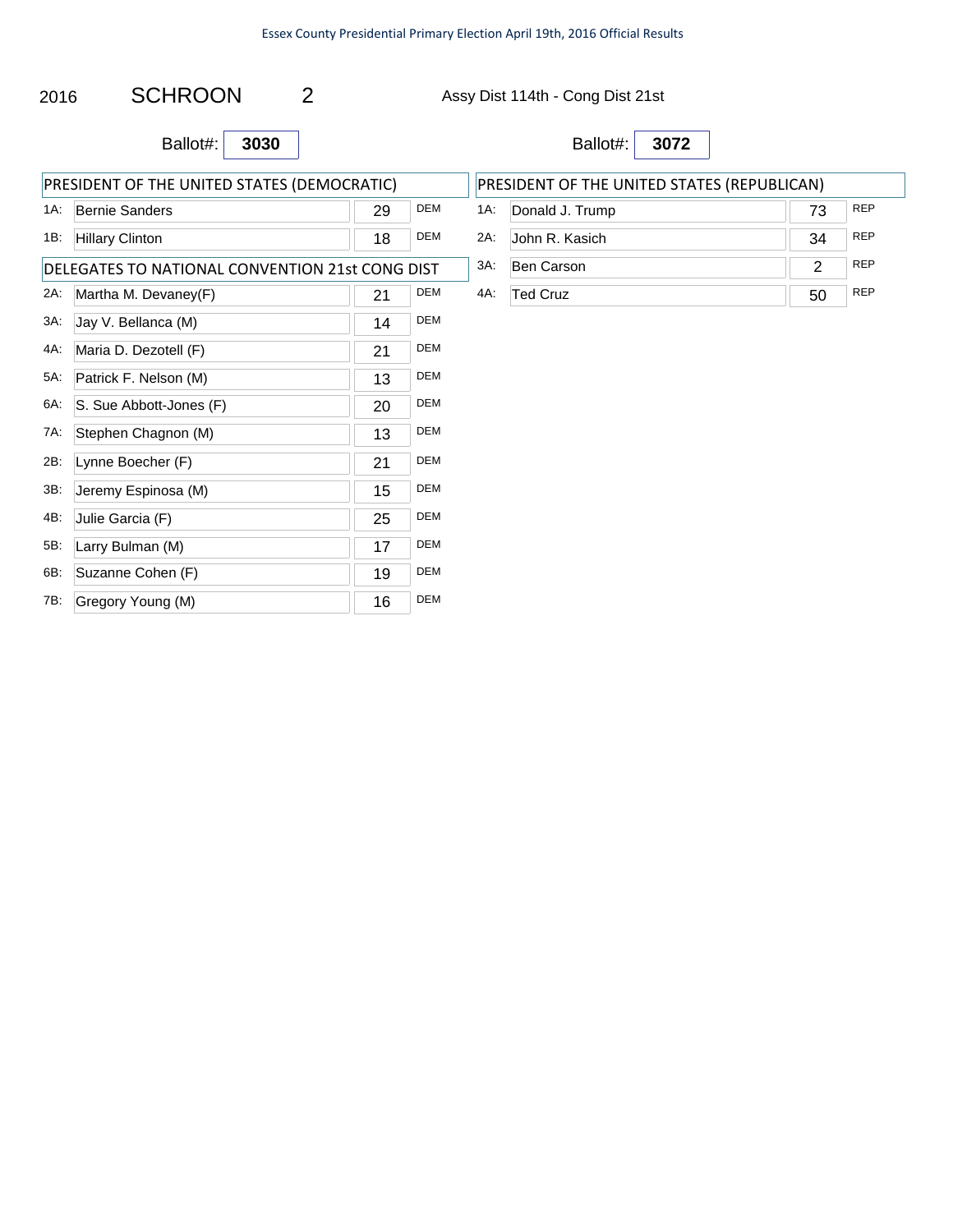2016 SCHROON 2 Assy Dist 114th - Cong Dist 21st

Ballot#: **3030**

| PRESIDENT OF THE UNITED STATES (DEMOCRATIC) | | | |
|---|---|---|---|
| 1A: | Bernie Sanders | 29 | DEM |
| 1B: | Hillary Clinton | 18 | DEM |

| DELEGATES TO NATIONAL CONVENTION 21st CONG DIST | | | |
|---|---|---|---|
| 2A: | Martha M. Devaney(F) | 21 | DEM |
| 3A: | Jay V. Bellanca (M) | 14 | DEM |
| 4A: | Maria D. Dezotell (F) | 21 | DEM |
| 5A: | Patrick F. Nelson (M) | 13 | DEM |
| 6A: | S. Sue Abbott-Jones (F) | 20 | DEM |
| 7A: | Stephen Chagnon (M) | 13 | DEM |
| 2B: | Lynne Boecher (F) | 21 | DEM |
| 3B: | Jeremy Espinosa (M) | 15 | DEM |
| 4B: | Julie Garcia (F) | 25 | DEM |
| 5B: | Larry Bulman (M) | 17 | DEM |
| 6B: | Suzanne Cohen (F) | 19 | DEM |
| 7B: | Gregory Young (M) | 16 | DEM |

Ballot#: **3072**

| PRESIDENT OF THE UNITED STATES (REPUBLICAN) | | | |
|---|---|---|---|
| 1A: | Donald J. Trump | 73 | REP |
| 2A: | John R. Kasich | 34 | REP |
| 3A: | Ben Carson | 2 | REP |
| 4A: | Ted Cruz | 50 | REP |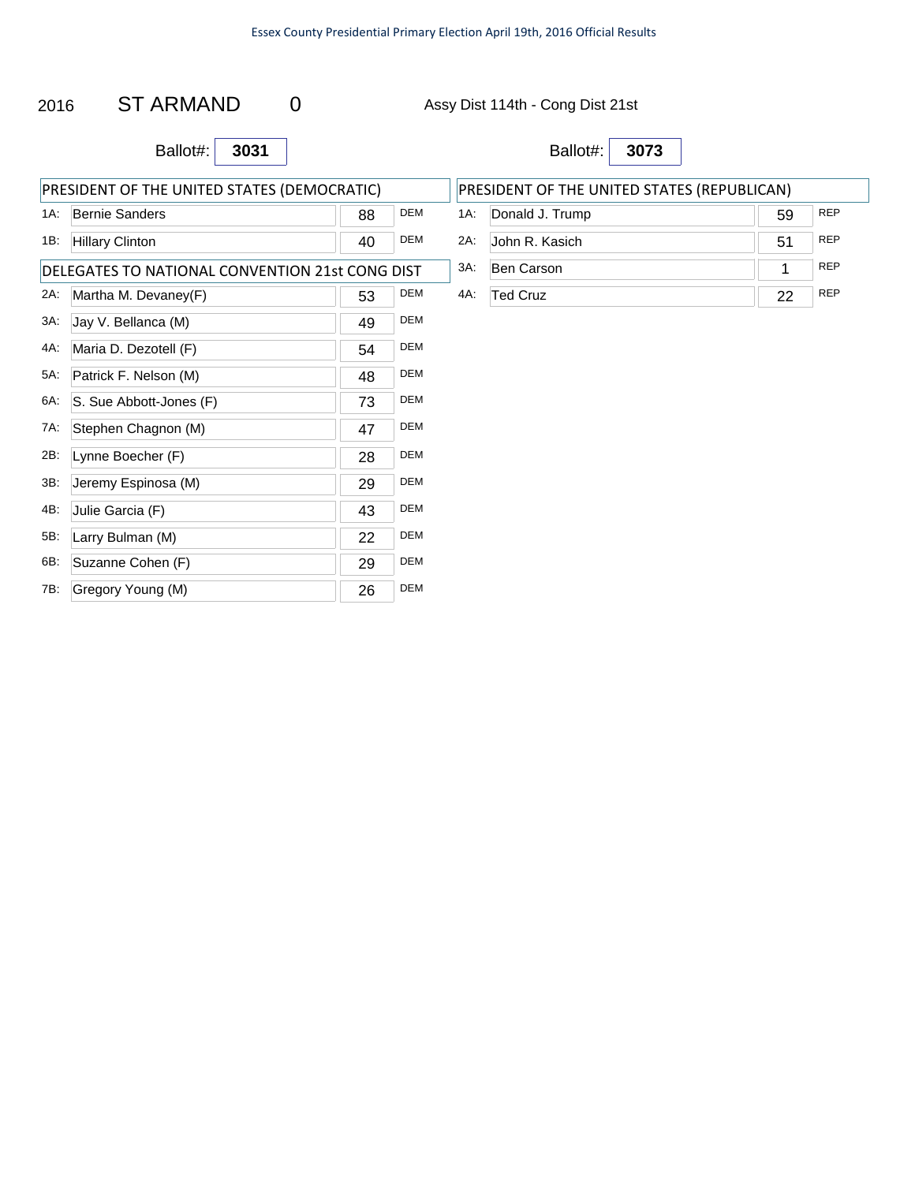2016 ST ARMAND 0 Assy Dist 114th - Cong Dist 21st

Ballot#: **3031**

| PRESIDENT OF THE UNITED STATES (DEMOCRATIC) | | | |
|---|---|---|---|
| 1A: | Bernie Sanders | 88 | DEM |
| 1B: | Hillary Clinton | 40 | DEM |

| DELEGATES TO NATIONAL CONVENTION 21st CONG DIST | | | |
|---|---|---|---|
| 2A: | Martha M. Devaney(F) | 53 | DEM |
| 3A: | Jay V. Bellanca (M) | 49 | DEM |
| 4A: | Maria D. Dezotell (F) | 54 | DEM |
| 5A: | Patrick F. Nelson (M) | 48 | DEM |
| 6A: | S. Sue Abbott-Jones (F) | 73 | DEM |
| 7A: | Stephen Chagnon (M) | 47 | DEM |
| 2B: | Lynne Boecher (F) | 28 | DEM |
| 3B: | Jeremy Espinosa (M) | 29 | DEM |
| 4B: | Julie Garcia (F) | 43 | DEM |
| 5B: | Larry Bulman (M) | 22 | DEM |
| 6B: | Suzanne Cohen (F) | 29 | DEM |
| 7B: | Gregory Young (M) | 26 | DEM |

Ballot#: **3073**

| PRESIDENT OF THE UNITED STATES (REPUBLICAN) | | | |
|---|---|---|---|
| 1A: | Donald J. Trump | 59 | REP |
| 2A: | John R. Kasich | 51 | REP |
| 3A: | Ben Carson | 1 | REP |
| 4A: | Ted Cruz | 22 | REP |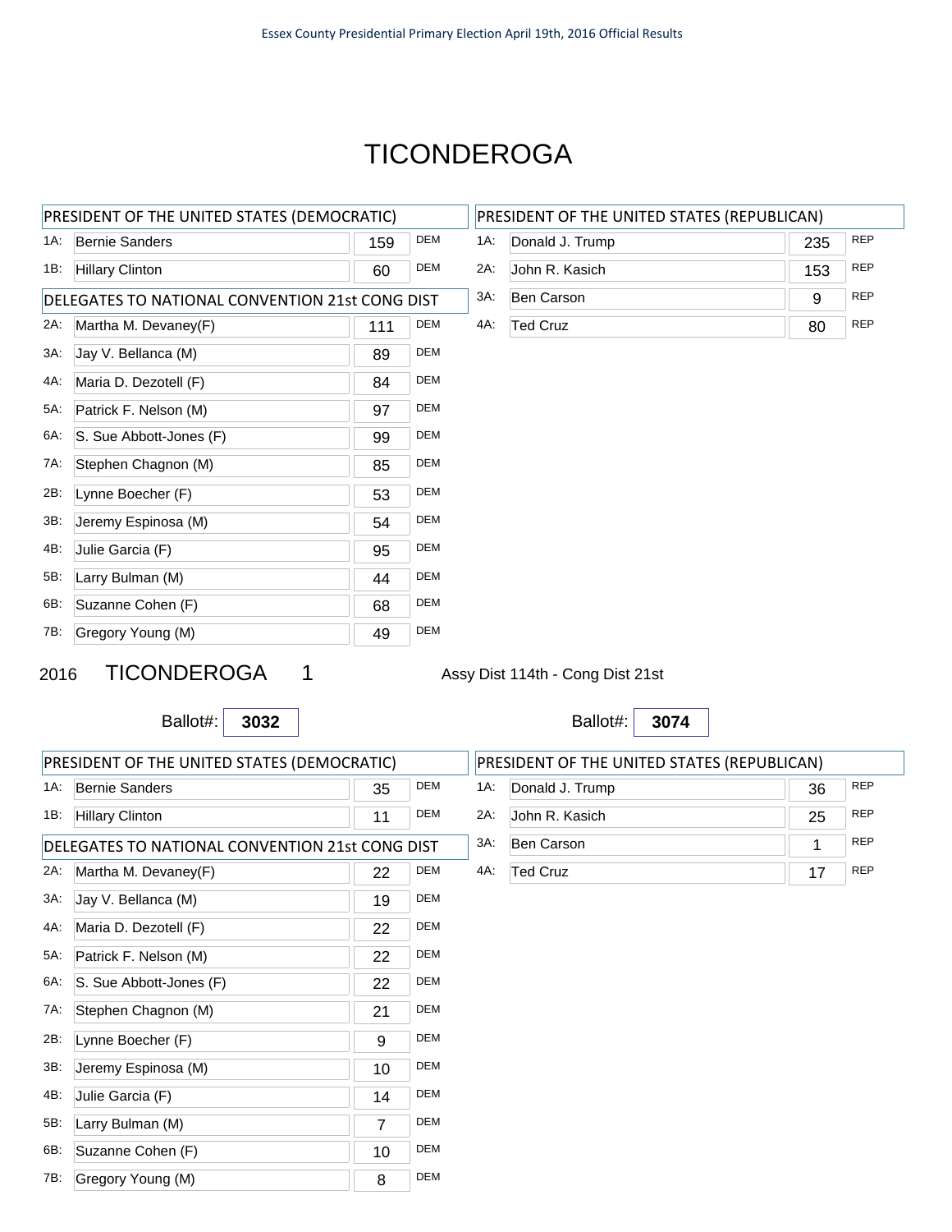# TICONDEROGA

| PRESIDENT OF THE UNITED STATES (DEMOCRATIC) | | | |
|---|---|---|---|
| 1A: | Bernie Sanders | 159 | DEM |
| 1B: | Hillary Clinton | 60 | DEM |

| DELEGATES TO NATIONAL CONVENTION 21st CONG DIST | | | |
|---|---|---|---|
| 2A: | Martha M. Devaney(F) | 111 | DEM |
| 3A: | Jay V. Bellanca (M) | 89 | DEM |
| 4A: | Maria D. Dezotell (F) | 84 | DEM |
| 5A: | Patrick F. Nelson (M) | 97 | DEM |
| 6A: | S. Sue Abbott-Jones (F) | 99 | DEM |
| 7A: | Stephen Chagnon (M) | 85 | DEM |
| 2B: | Lynne Boecher (F) | 53 | DEM |
| 3B: | Jeremy Espinosa (M) | 54 | DEM |
| 4B: | Julie Garcia (F) | 95 | DEM |
| 5B: | Larry Bulman (M) | 44 | DEM |
| 6B: | Suzanne Cohen (F) | 68 | DEM |
| 7B: | Gregory Young (M) | 49 | DEM |

| PRESIDENT OF THE UNITED STATES (REPUBLICAN) | | | |
|---|---|---|---|
| 1A: | Donald J. Trump | 235 | REP |
| 2A: | John R. Kasich | 153 | REP |
| 3A: | Ben Carson | 9 | REP |
| 4A: | Ted Cruz | 80 | REP |

## 2016 TICONDEROGA 1

Assy Dist 114th - Cong Dist 21st

Ballot#: **3032**

| PRESIDENT OF THE UNITED STATES (DEMOCRATIC) | | | |
|---|---|---|---|
| 1A: | Bernie Sanders | 35 | DEM |
| 1B: | Hillary Clinton | 11 | DEM |

| DELEGATES TO NATIONAL CONVENTION 21st CONG DIST | | | |
|---|---|---|---|
| 2A: | Martha M. Devaney(F) | 22 | DEM |
| 3A: | Jay V. Bellanca (M) | 19 | DEM |
| 4A: | Maria D. Dezotell (F) | 22 | DEM |
| 5A: | Patrick F. Nelson (M) | 22 | DEM |
| 6A: | S. Sue Abbott-Jones (F) | 22 | DEM |
| 7A: | Stephen Chagnon (M) | 21 | DEM |
| 2B: | Lynne Boecher (F) | 9 | DEM |
| 3B: | Jeremy Espinosa (M) | 10 | DEM |
| 4B: | Julie Garcia (F) | 14 | DEM |
| 5B: | Larry Bulman (M) | 7 | DEM |
| 6B: | Suzanne Cohen (F) | 10 | DEM |
| 7B: | Gregory Young (M) | 8 | DEM |

Ballot#: **3074**

| PRESIDENT OF THE UNITED STATES (REPUBLICAN) | | | |
|---|---|---|---|
| 1A: | Donald J. Trump | 36 | REP |
| 2A: | John R. Kasich | 25 | REP |
| 3A: | Ben Carson | 1 | REP |
| 4A: | Ted Cruz | 17 | REP |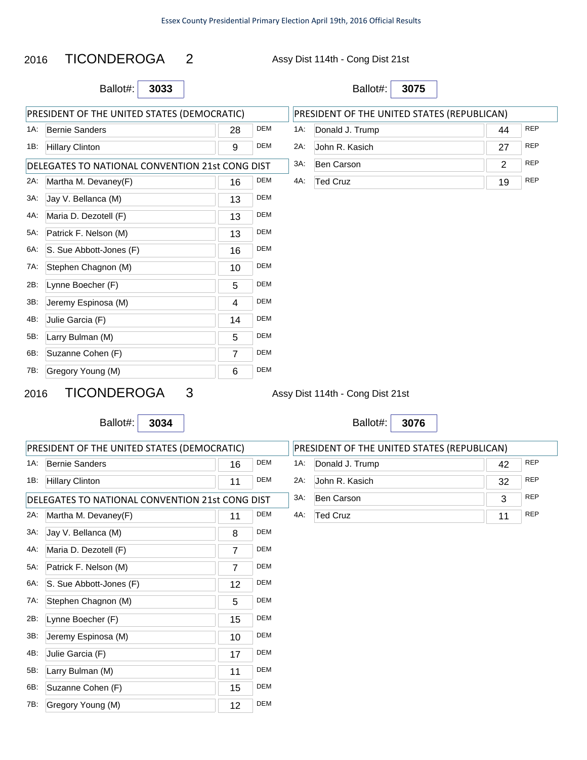## 2016 TICONDEROGA 2

Assy Dist 114th - Cong Dist 21st

Ballot#: **3033**

| PRESIDENT OF THE UNITED STATES (DEMOCRATIC) | | | |
|---|---|---|---|
| 1A: | Bernie Sanders | 28 | DEM |
| 1B: | Hillary Clinton | 9 | DEM |

| DELEGATES TO NATIONAL CONVENTION 21st CONG DIST | | | |
|---|---|---|---|
| 2A: | Martha M. Devaney(F) | 16 | DEM |
| 3A: | Jay V. Bellanca (M) | 13 | DEM |
| 4A: | Maria D. Dezotell (F) | 13 | DEM |
| 5A: | Patrick F. Nelson (M) | 13 | DEM |
| 6A: | S. Sue Abbott-Jones (F) | 16 | DEM |
| 7A: | Stephen Chagnon (M) | 10 | DEM |
| 2B: | Lynne Boecher (F) | 5 | DEM |
| 3B: | Jeremy Espinosa (M) | 4 | DEM |
| 4B: | Julie Garcia (F) | 14 | DEM |
| 5B: | Larry Bulman (M) | 5 | DEM |
| 6B: | Suzanne Cohen (F) | 7 | DEM |
| 7B: | Gregory Young (M) | 6 | DEM |

Ballot#: **3075**

| PRESIDENT OF THE UNITED STATES (REPUBLICAN) | | | |
|---|---|---|---|
| 1A: | Donald J. Trump | 44 | REP |
| 2A: | John R. Kasich | 27 | REP |
| 3A: | Ben Carson | 2 | REP |
| 4A: | Ted Cruz | 19 | REP |

## 2016 TICONDEROGA 3

Assy Dist 114th - Cong Dist 21st

Ballot#: **3034**

| PRESIDENT OF THE UNITED STATES (DEMOCRATIC) | | | |
|---|---|---|---|
| 1A: | Bernie Sanders | 16 | DEM |
| 1B: | Hillary Clinton | 11 | DEM |

| DELEGATES TO NATIONAL CONVENTION 21st CONG DIST | | | |
|---|---|---|---|
| 2A: | Martha M. Devaney(F) | 11 | DEM |
| 3A: | Jay V. Bellanca (M) | 8 | DEM |
| 4A: | Maria D. Dezotell (F) | 7 | DEM |
| 5A: | Patrick F. Nelson (M) | 7 | DEM |
| 6A: | S. Sue Abbott-Jones (F) | 12 | DEM |
| 7A: | Stephen Chagnon (M) | 5 | DEM |
| 2B: | Lynne Boecher (F) | 15 | DEM |
| 3B: | Jeremy Espinosa (M) | 10 | DEM |
| 4B: | Julie Garcia (F) | 17 | DEM |
| 5B: | Larry Bulman (M) | 11 | DEM |
| 6B: | Suzanne Cohen (F) | 15 | DEM |
| 7B: | Gregory Young (M) | 12 | DEM |

Ballot#: **3076**

| PRESIDENT OF THE UNITED STATES (REPUBLICAN) | | | |
|---|---|---|---|
| 1A: | Donald J. Trump | 42 | REP |
| 2A: | John R. Kasich | 32 | REP |
| 3A: | Ben Carson | 3 | REP |
| 4A: | Ted Cruz | 11 | REP |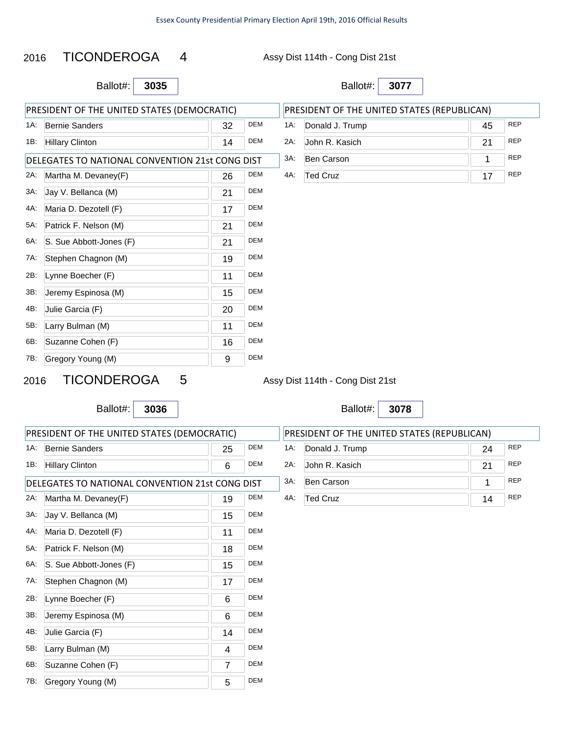## 2016 TICONDEROGA 4

Assy Dist 114th - Cong Dist 21st

Ballot#: **3035**

| PRESIDENT OF THE UNITED STATES (DEMOCRATIC) | | | |
|---|---|---|---|
| 1A: | Bernie Sanders | 32 | DEM |
| 1B: | Hillary Clinton | 14 | DEM |

| DELEGATES TO NATIONAL CONVENTION 21st CONG DIST | | | |
|---|---|---|---|
| 2A: | Martha M. Devaney(F) | 26 | DEM |
| 3A: | Jay V. Bellanca (M) | 21 | DEM |
| 4A: | Maria D. Dezotell (F) | 17 | DEM |
| 5A: | Patrick F. Nelson (M) | 21 | DEM |
| 6A: | S. Sue Abbott-Jones (F) | 21 | DEM |
| 7A: | Stephen Chagnon (M) | 19 | DEM |
| 2B: | Lynne Boecher (F) | 11 | DEM |
| 3B: | Jeremy Espinosa (M) | 15 | DEM |
| 4B: | Julie Garcia (F) | 20 | DEM |
| 5B: | Larry Bulman (M) | 11 | DEM |
| 6B: | Suzanne Cohen (F) | 16 | DEM |
| 7B: | Gregory Young (M) | 9 | DEM |

Ballot#: **3077**

| PRESIDENT OF THE UNITED STATES (REPUBLICAN) | | | |
|---|---|---|---|
| 1A: | Donald J. Trump | 45 | REP |
| 2A: | John R. Kasich | 21 | REP |
| 3A: | Ben Carson | 1 | REP |
| 4A: | Ted Cruz | 17 | REP |

## 2016 TICONDEROGA 5

Assy Dist 114th - Cong Dist 21st

Ballot#: **3036**

| PRESIDENT OF THE UNITED STATES (DEMOCRATIC) | | | |
|---|---|---|---|
| 1A: | Bernie Sanders | 25 | DEM |
| 1B: | Hillary Clinton | 6 | DEM |

| DELEGATES TO NATIONAL CONVENTION 21st CONG DIST | | | |
|---|---|---|---|
| 2A: | Martha M. Devaney(F) | 19 | DEM |
| 3A: | Jay V. Bellanca (M) | 15 | DEM |
| 4A: | Maria D. Dezotell (F) | 11 | DEM |
| 5A: | Patrick F. Nelson (M) | 18 | DEM |
| 6A: | S. Sue Abbott-Jones (F) | 15 | DEM |
| 7A: | Stephen Chagnon (M) | 17 | DEM |
| 2B: | Lynne Boecher (F) | 6 | DEM |
| 3B: | Jeremy Espinosa (M) | 6 | DEM |
| 4B: | Julie Garcia (F) | 14 | DEM |
| 5B: | Larry Bulman (M) | 4 | DEM |
| 6B: | Suzanne Cohen (F) | 7 | DEM |
| 7B: | Gregory Young (M) | 5 | DEM |

Ballot#: **3078**

| PRESIDENT OF THE UNITED STATES (REPUBLICAN) | | | |
|---|---|---|---|
| 1A: | Donald J. Trump | 24 | REP |
| 2A: | John R. Kasich | 21 | REP |
| 3A: | Ben Carson | 1 | REP |
| 4A: | Ted Cruz | 14 | REP |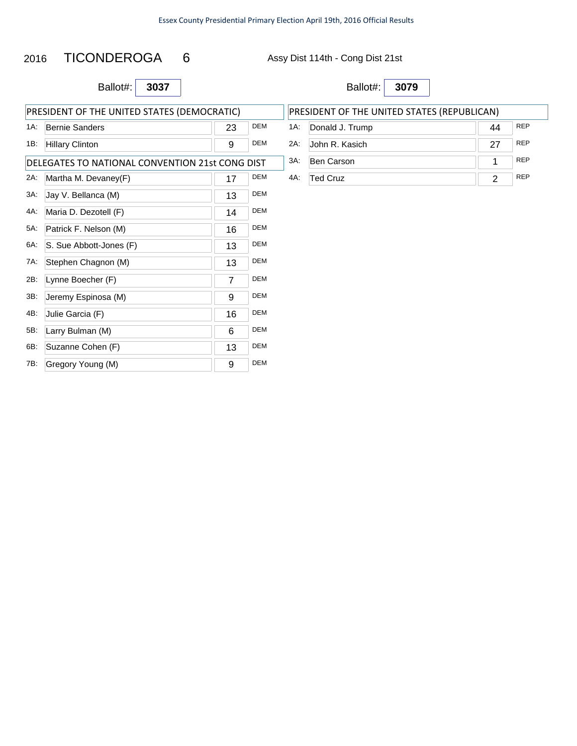# 2016 TICONDEROGA 6

Assy Dist 114th - Cong Dist 21st

Ballot#: **3037**

| PRESIDENT OF THE UNITED STATES (DEMOCRATIC) | | | |
|---|---|---|---|
| 1A: | Bernie Sanders | 23 | DEM |
| 1B: | Hillary Clinton | 9 | DEM |

| DELEGATES TO NATIONAL CONVENTION 21st CONG DIST | | | |
|---|---|---|---|
| 2A: | Martha M. Devaney(F) | 17 | DEM |
| 3A: | Jay V. Bellanca (M) | 13 | DEM |
| 4A: | Maria D. Dezotell (F) | 14 | DEM |
| 5A: | Patrick F. Nelson (M) | 16 | DEM |
| 6A: | S. Sue Abbott-Jones (F) | 13 | DEM |
| 7A: | Stephen Chagnon (M) | 13 | DEM |
| 2B: | Lynne Boecher (F) | 7 | DEM |
| 3B: | Jeremy Espinosa (M) | 9 | DEM |
| 4B: | Julie Garcia (F) | 16 | DEM |
| 5B: | Larry Bulman (M) | 6 | DEM |
| 6B: | Suzanne Cohen (F) | 13 | DEM |
| 7B: | Gregory Young (M) | 9 | DEM |

Ballot#: **3079**

| PRESIDENT OF THE UNITED STATES (REPUBLICAN) | | | |
|---|---|---|---|
| 1A: | Donald J. Trump | 44 | REP |
| 2A: | John R. Kasich | 27 | REP |
| 3A: | Ben Carson | 1 | REP |
| 4A: | Ted Cruz | 2 | REP |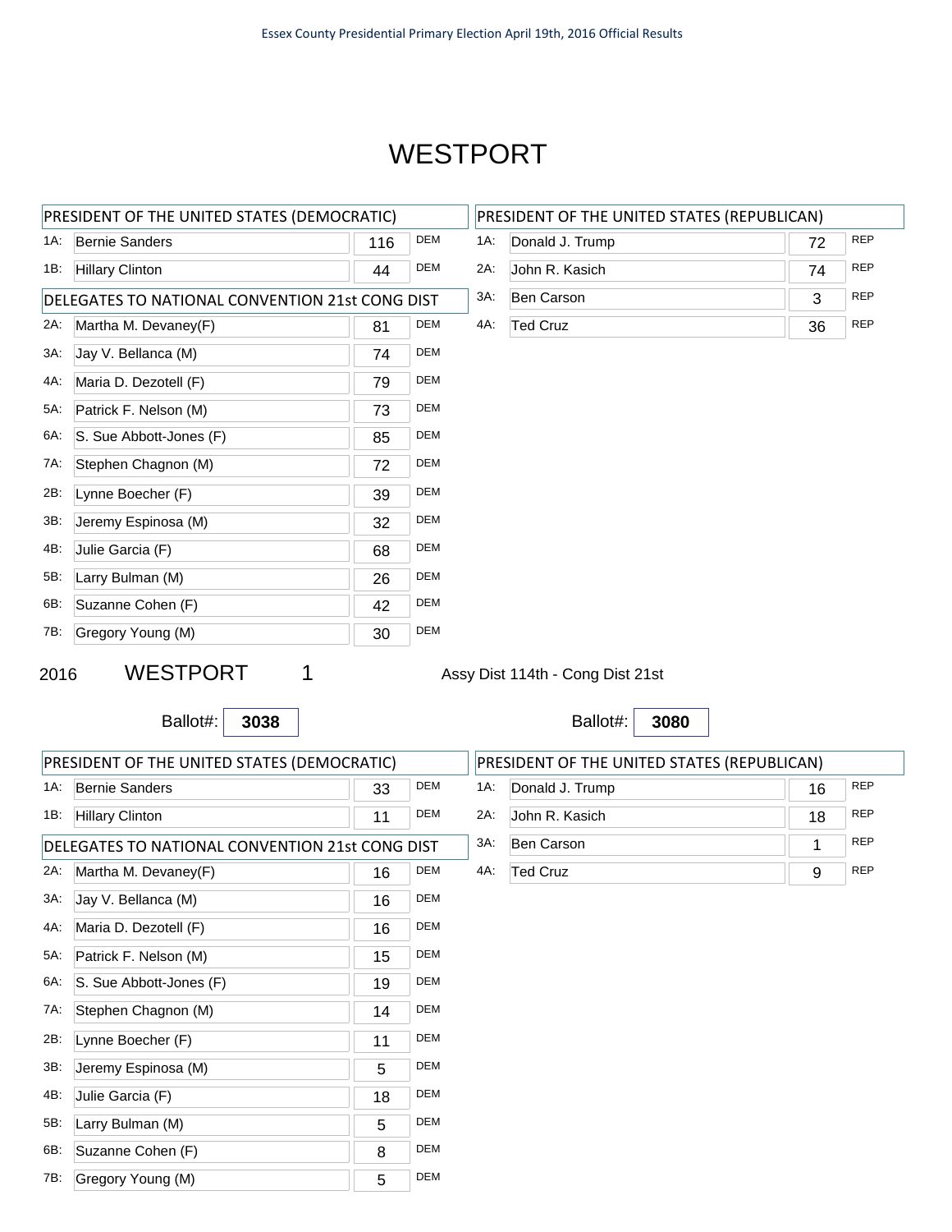# WESTPORT

| PRESIDENT OF THE UNITED STATES (DEMOCRATIC) | | | |
|---|---|---|---|
| 1A: | Bernie Sanders | 116 | DEM |
| 1B: | Hillary Clinton | 44 | DEM |

| DELEGATES TO NATIONAL CONVENTION 21st CONG DIST | | | |
|---|---|---|---|
| 2A: | Martha M. Devaney(F) | 81 | DEM |
| 3A: | Jay V. Bellanca (M) | 74 | DEM |
| 4A: | Maria D. Dezotell (F) | 79 | DEM |
| 5A: | Patrick F. Nelson (M) | 73 | DEM |
| 6A: | S. Sue Abbott-Jones (F) | 85 | DEM |
| 7A: | Stephen Chagnon (M) | 72 | DEM |
| 2B: | Lynne Boecher (F) | 39 | DEM |
| 3B: | Jeremy Espinosa (M) | 32 | DEM |
| 4B: | Julie Garcia (F) | 68 | DEM |
| 5B: | Larry Bulman (M) | 26 | DEM |
| 6B: | Suzanne Cohen (F) | 42 | DEM |
| 7B: | Gregory Young (M) | 30 | DEM |

| PRESIDENT OF THE UNITED STATES (REPUBLICAN) | | | |
|---|---|---|---|
| 1A: | Donald J. Trump | 72 | REP |
| 2A: | John R. Kasich | 74 | REP |
| 3A: | Ben Carson | 3 | REP |
| 4A: | Ted Cruz | 36 | REP |

## 2016 WESTPORT 1

Assy Dist 114th - Cong Dist 21st

Ballot#: **3038**

| PRESIDENT OF THE UNITED STATES (DEMOCRATIC) | | | |
|---|---|---|---|
| 1A: | Bernie Sanders | 33 | DEM |
| 1B: | Hillary Clinton | 11 | DEM |

| DELEGATES TO NATIONAL CONVENTION 21st CONG DIST | | | |
|---|---|---|---|
| 2A: | Martha M. Devaney(F) | 16 | DEM |
| 3A: | Jay V. Bellanca (M) | 16 | DEM |
| 4A: | Maria D. Dezotell (F) | 16 | DEM |
| 5A: | Patrick F. Nelson (M) | 15 | DEM |
| 6A: | S. Sue Abbott-Jones (F) | 19 | DEM |
| 7A: | Stephen Chagnon (M) | 14 | DEM |
| 2B: | Lynne Boecher (F) | 11 | DEM |
| 3B: | Jeremy Espinosa (M) | 5 | DEM |
| 4B: | Julie Garcia (F) | 18 | DEM |
| 5B: | Larry Bulman (M) | 5 | DEM |
| 6B: | Suzanne Cohen (F) | 8 | DEM |
| 7B: | Gregory Young (M) | 5 | DEM |

Ballot#: **3080**

| PRESIDENT OF THE UNITED STATES (REPUBLICAN) | | | |
|---|---|---|---|
| 1A: | Donald J. Trump | 16 | REP |
| 2A: | John R. Kasich | 18 | REP |
| 3A: | Ben Carson | 1 | REP |
| 4A: | Ted Cruz | 9 | REP |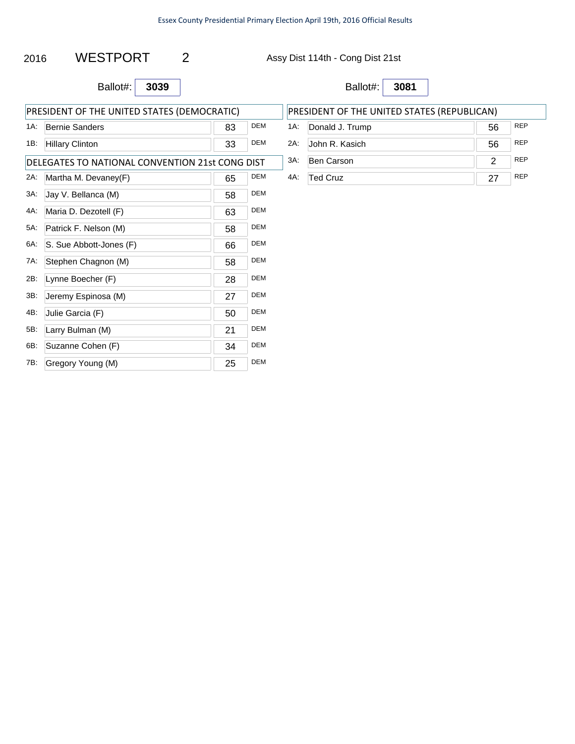2016 **WESTPORT** 2 Assy Dist 114th - Cong Dist 21st

Ballot#: **3039**

| PRESIDENT OF THE UNITED STATES (DEMOCRATIC) | | | |
|---|---|---|---|
| 1A: | Bernie Sanders | 83 | DEM |
| 1B: | Hillary Clinton | 33 | DEM |

| DELEGATES TO NATIONAL CONVENTION 21st CONG DIST | | | |
|---|---|---|---|
| 2A: | Martha M. Devaney(F) | 65 | DEM |
| 3A: | Jay V. Bellanca (M) | 58 | DEM |
| 4A: | Maria D. Dezotell (F) | 63 | DEM |
| 5A: | Patrick F. Nelson (M) | 58 | DEM |
| 6A: | S. Sue Abbott-Jones (F) | 66 | DEM |
| 7A: | Stephen Chagnon (M) | 58 | DEM |
| 2B: | Lynne Boecher (F) | 28 | DEM |
| 3B: | Jeremy Espinosa (M) | 27 | DEM |
| 4B: | Julie Garcia (F) | 50 | DEM |
| 5B: | Larry Bulman (M) | 21 | DEM |
| 6B: | Suzanne Cohen (F) | 34 | DEM |
| 7B: | Gregory Young (M) | 25 | DEM |

Ballot#: **3081**

| PRESIDENT OF THE UNITED STATES (REPUBLICAN) | | | |
|---|---|---|---|
| 1A: | Donald J. Trump | 56 | REP |
| 2A: | John R. Kasich | 56 | REP |
| 3A: | Ben Carson | 2 | REP |
| 4A: | Ted Cruz | 27 | REP |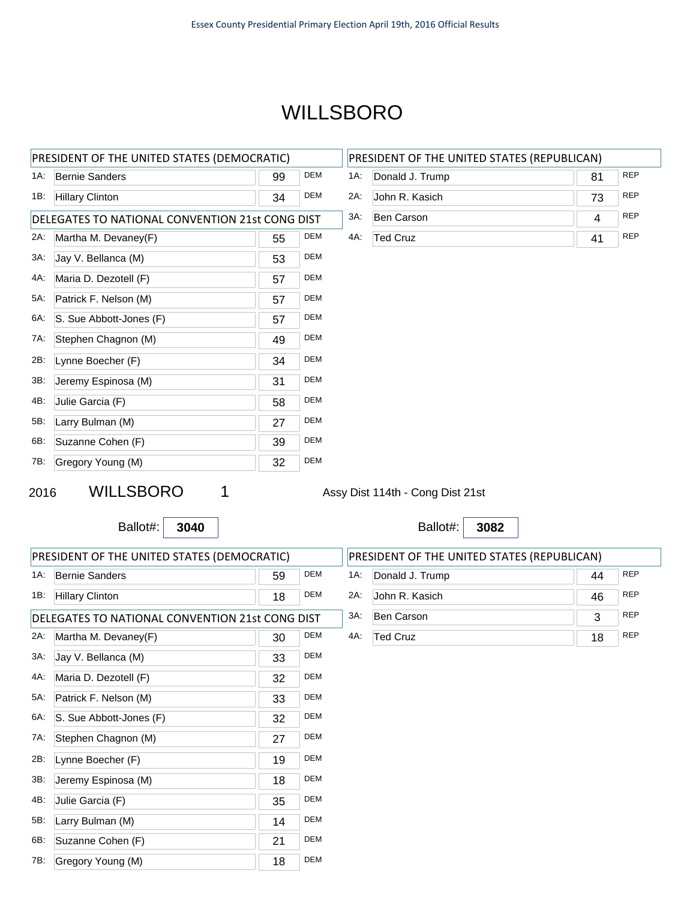# WILLSBORO

| PRESIDENT OF THE UNITED STATES (DEMOCRATIC) | | | |
|---|---|---|---|
| 1A: | Bernie Sanders | 99 | DEM |
| 1B: | Hillary Clinton | 34 | DEM |

| DELEGATES TO NATIONAL CONVENTION 21st CONG DIST | | | |
|---|---|---|---|
| 2A: | Martha M. Devaney(F) | 55 | DEM |
| 3A: | Jay V. Bellanca (M) | 53 | DEM |
| 4A: | Maria D. Dezotell (F) | 57 | DEM |
| 5A: | Patrick F. Nelson (M) | 57 | DEM |
| 6A: | S. Sue Abbott-Jones (F) | 57 | DEM |
| 7A: | Stephen Chagnon (M) | 49 | DEM |
| 2B: | Lynne Boecher (F) | 34 | DEM |
| 3B: | Jeremy Espinosa (M) | 31 | DEM |
| 4B: | Julie Garcia (F) | 58 | DEM |
| 5B: | Larry Bulman (M) | 27 | DEM |
| 6B: | Suzanne Cohen (F) | 39 | DEM |
| 7B: | Gregory Young (M) | 32 | DEM |

| PRESIDENT OF THE UNITED STATES (REPUBLICAN) | | | |
|---|---|---|---|
| 1A: | Donald J. Trump | 81 | REP |
| 2A: | John R. Kasich | 73 | REP |
| 3A: | Ben Carson | 4 | REP |
| 4A: | Ted Cruz | 41 | REP |

## 2016 WILLSBORO 1

Assy Dist 114th - Cong Dist 21st

Ballot#: **3040**

Ballot#: **3082**

| PRESIDENT OF THE UNITED STATES (DEMOCRATIC) | | | |
|---|---|---|---|
| 1A: | Bernie Sanders | 59 | DEM |
| 1B: | Hillary Clinton | 18 | DEM |

| DELEGATES TO NATIONAL CONVENTION 21st CONG DIST | | | |
|---|---|---|---|
| 2A: | Martha M. Devaney(F) | 30 | DEM |
| 3A: | Jay V. Bellanca (M) | 33 | DEM |
| 4A: | Maria D. Dezotell (F) | 32 | DEM |
| 5A: | Patrick F. Nelson (M) | 33 | DEM |
| 6A: | S. Sue Abbott-Jones (F) | 32 | DEM |
| 7A: | Stephen Chagnon (M) | 27 | DEM |
| 2B: | Lynne Boecher (F) | 19 | DEM |
| 3B: | Jeremy Espinosa (M) | 18 | DEM |
| 4B: | Julie Garcia (F) | 35 | DEM |
| 5B: | Larry Bulman (M) | 14 | DEM |
| 6B: | Suzanne Cohen (F) | 21 | DEM |
| 7B: | Gregory Young (M) | 18 | DEM |

| PRESIDENT OF THE UNITED STATES (REPUBLICAN) | | | |
|---|---|---|---|
| 1A: | Donald J. Trump | 44 | REP |
| 2A: | John R. Kasich | 46 | REP |
| 3A: | Ben Carson | 3 | REP |
| 4A: | Ted Cruz | 18 | REP |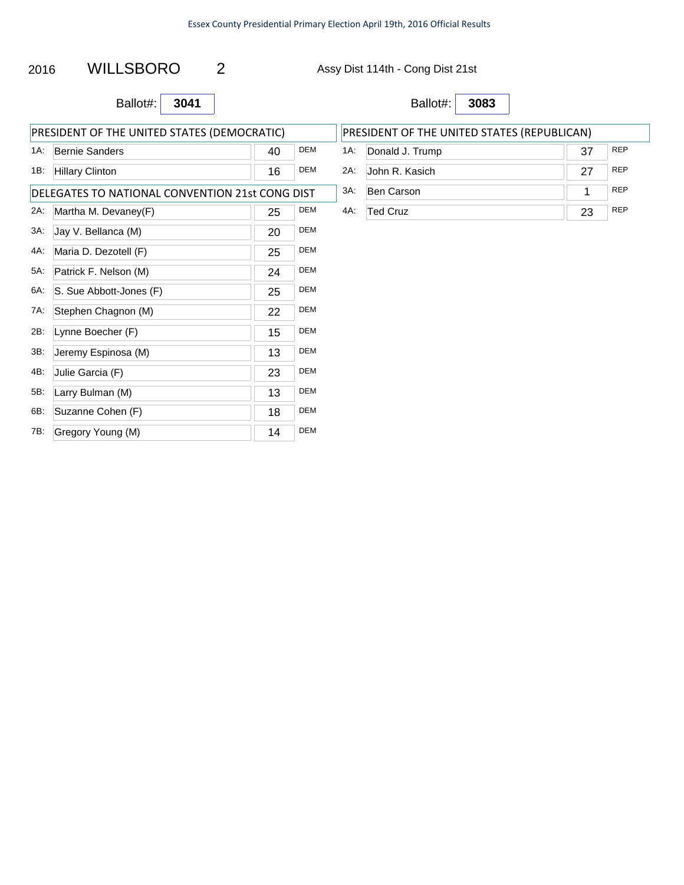2016 WILLSBORO 2 Assy Dist 114th - Cong Dist 21st

Ballot#: **3041**

| PRESIDENT OF THE UNITED STATES (DEMOCRATIC) | | | |
|---|---|---|---|
| 1A: | Bernie Sanders | 40 | DEM |
| 1B: | Hillary Clinton | 16 | DEM |

| DELEGATES TO NATIONAL CONVENTION 21st CONG DIST | | | |
|---|---|---|---|
| 2A: | Martha M. Devaney(F) | 25 | DEM |
| 3A: | Jay V. Bellanca (M) | 20 | DEM |
| 4A: | Maria D. Dezotell (F) | 25 | DEM |
| 5A: | Patrick F. Nelson (M) | 24 | DEM |
| 6A: | S. Sue Abbott-Jones (F) | 25 | DEM |
| 7A: | Stephen Chagnon (M) | 22 | DEM |
| 2B: | Lynne Boecher (F) | 15 | DEM |
| 3B: | Jeremy Espinosa (M) | 13 | DEM |
| 4B: | Julie Garcia (F) | 23 | DEM |
| 5B: | Larry Bulman (M) | 13 | DEM |
| 6B: | Suzanne Cohen (F) | 18 | DEM |
| 7B: | Gregory Young (M) | 14 | DEM |

Ballot#: **3083**

| PRESIDENT OF THE UNITED STATES (REPUBLICAN) | | | |
|---|---|---|---|
| 1A: | Donald J. Trump | 37 | REP |
| 2A: | John R. Kasich | 27 | REP |
| 3A: | Ben Carson | 1 | REP |
| 4A: | Ted Cruz | 23 | REP |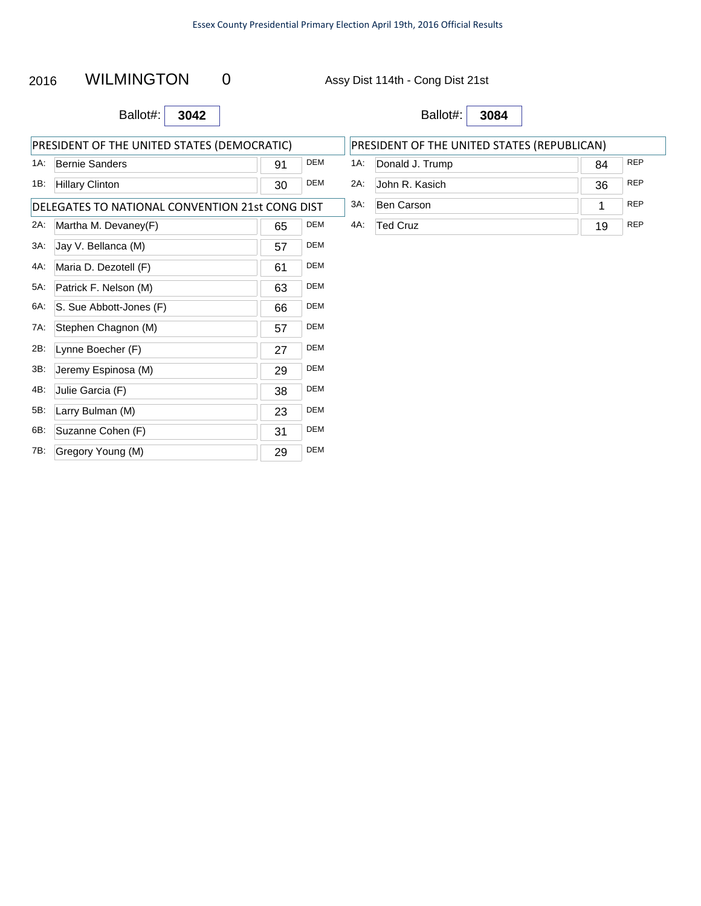Essex County Presidential Primary Election April 19th, 2016 Official Results

2016 WILMINGTON 0 Assy Dist 114th - Cong Dist 21st

Ballot#: **3042**

| PRESIDENT OF THE UNITED STATES (DEMOCRATIC) | | | |
|---|---|---|---|
| 1A: | Bernie Sanders | 91 | DEM |
| 1B: | Hillary Clinton | 30 | DEM |

| DELEGATES TO NATIONAL CONVENTION 21st CONG DIST | | | |
|---|---|---|---|
| 2A: | Martha M. Devaney(F) | 65 | DEM |
| 3A: | Jay V. Bellanca (M) | 57 | DEM |
| 4A: | Maria D. Dezotell (F) | 61 | DEM |
| 5A: | Patrick F. Nelson (M) | 63 | DEM |
| 6A: | S. Sue Abbott-Jones (F) | 66 | DEM |
| 7A: | Stephen Chagnon (M) | 57 | DEM |
| 2B: | Lynne Boecher (F) | 27 | DEM |
| 3B: | Jeremy Espinosa (M) | 29 | DEM |
| 4B: | Julie Garcia (F) | 38 | DEM |
| 5B: | Larry Bulman (M) | 23 | DEM |
| 6B: | Suzanne Cohen (F) | 31 | DEM |
| 7B: | Gregory Young (M) | 29 | DEM |

Ballot#: **3084**

| PRESIDENT OF THE UNITED STATES (REPUBLICAN) | | | |
|---|---|---|---|
| 1A: | Donald J. Trump | 84 | REP |
| 2A: | John R. Kasich | 36 | REP |
| 3A: | Ben Carson | 1 | REP |
| 4A: | Ted Cruz | 19 | REP |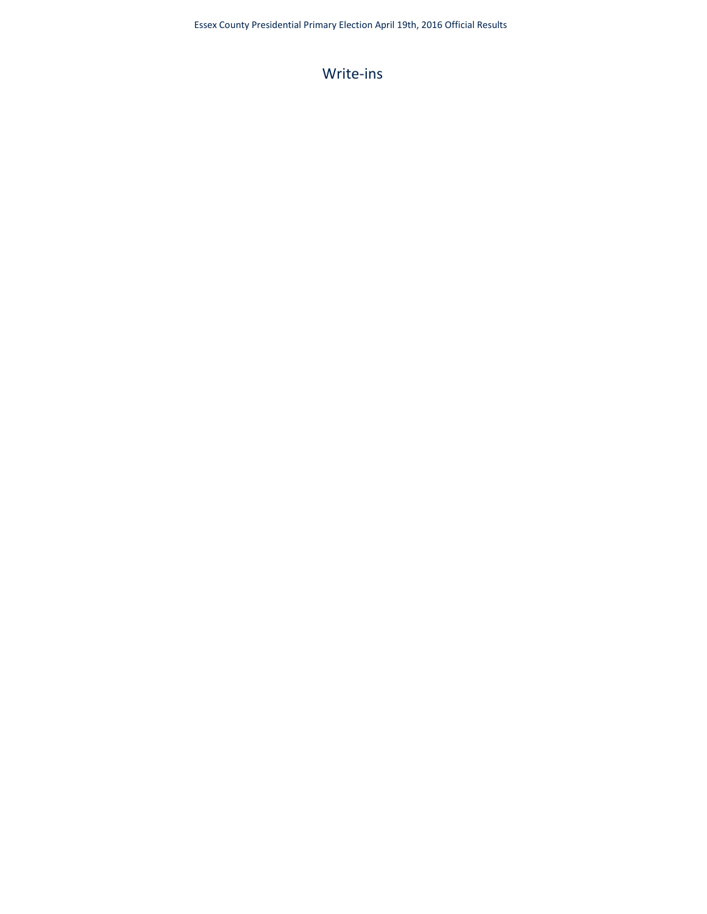# Write-ins